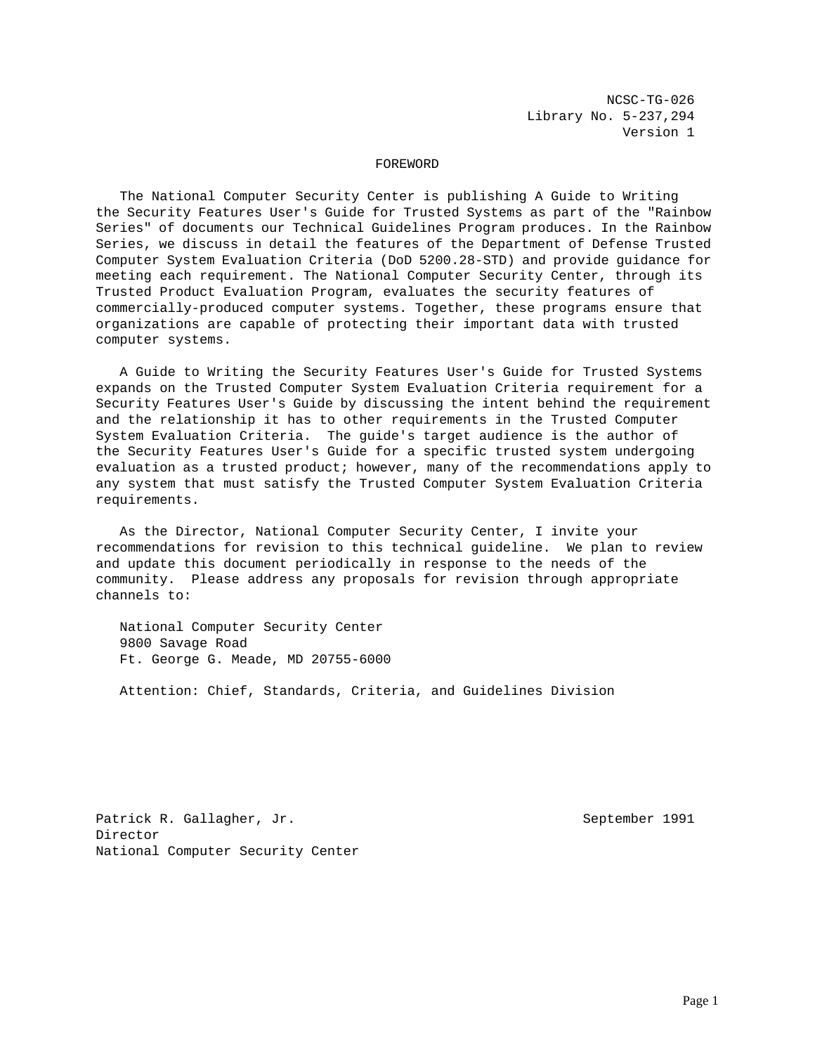NCSC-TG-026
Library No. 5-237,294
Version 1

## FOREWORD

The National Computer Security Center is publishing A Guide to Writing the Security Features User's Guide for Trusted Systems as part of the "Rainbow Series" of documents our Technical Guidelines Program produces. In the Rainbow Series, we discuss in detail the features of the Department of Defense Trusted Computer System Evaluation Criteria (DoD 5200.28-STD) and provide guidance for meeting each requirement. The National Computer Security Center, through its Trusted Product Evaluation Program, evaluates the security features of commercially-produced computer systems. Together, these programs ensure that organizations are capable of protecting their important data with trusted computer systems.

A Guide to Writing the Security Features User's Guide for Trusted Systems expands on the Trusted Computer System Evaluation Criteria requirement for a Security Features User's Guide by discussing the intent behind the requirement and the relationship it has to other requirements in the Trusted Computer System Evaluation Criteria. The guide's target audience is the author of the Security Features User's Guide for a specific trusted system undergoing evaluation as a trusted product; however, many of the recommendations apply to any system that must satisfy the Trusted Computer System Evaluation Criteria requirements.

As the Director, National Computer Security Center, I invite your recommendations for revision to this technical guideline. We plan to review and update this document periodically in response to the needs of the community. Please address any proposals for revision through appropriate channels to:

National Computer Security Center
9800 Savage Road
Ft. George G. Meade, MD 20755-6000

Attention: Chief, Standards, Criteria, and Guidelines Division

Patrick R. Gallagher, Jr.
Director
National Computer Security Center

September 1991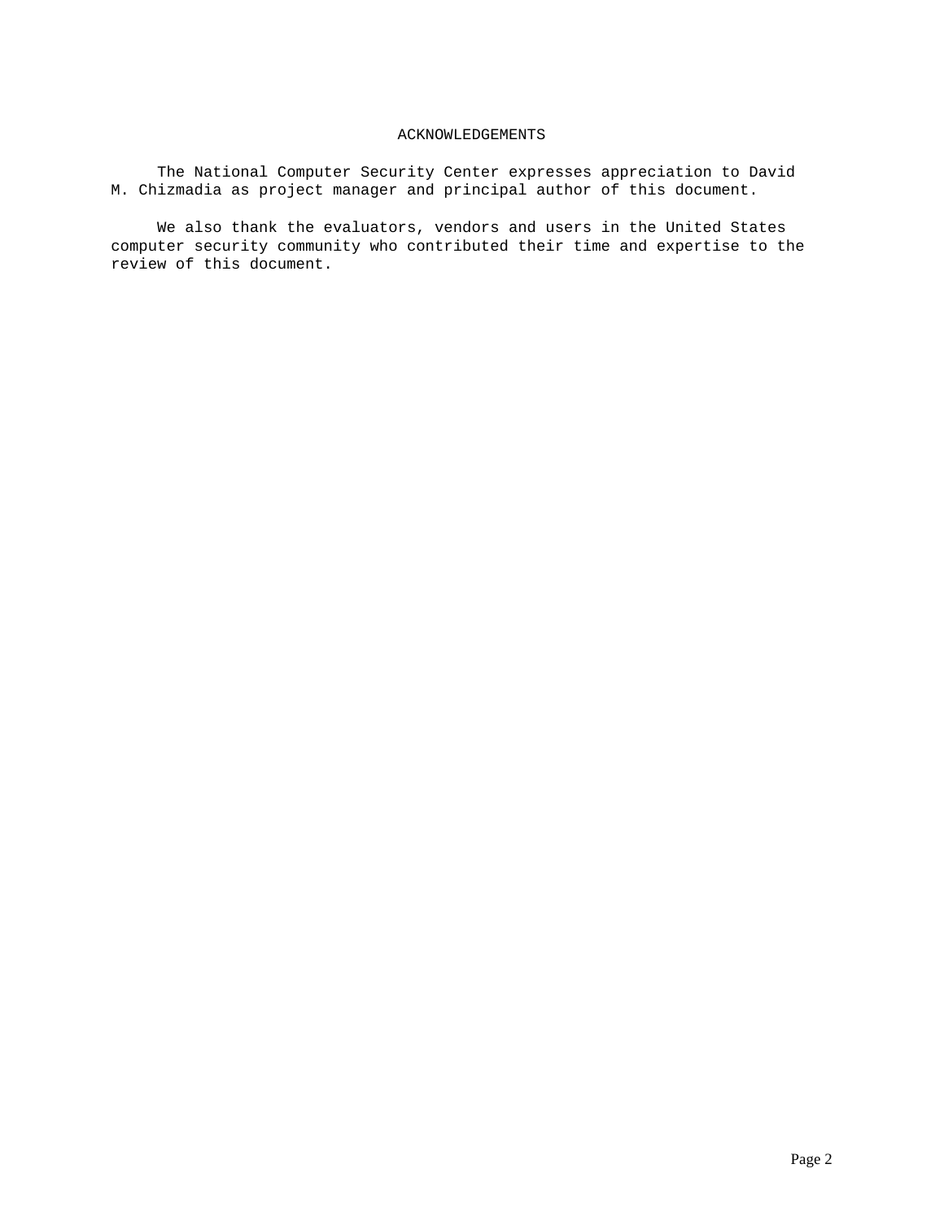# ACKNOWLEDGEMENTS

The National Computer Security Center expresses appreciation to David M. Chizmadia as project manager and principal author of this document.

We also thank the evaluators, vendors and users in the United States computer security community who contributed their time and expertise to the review of this document.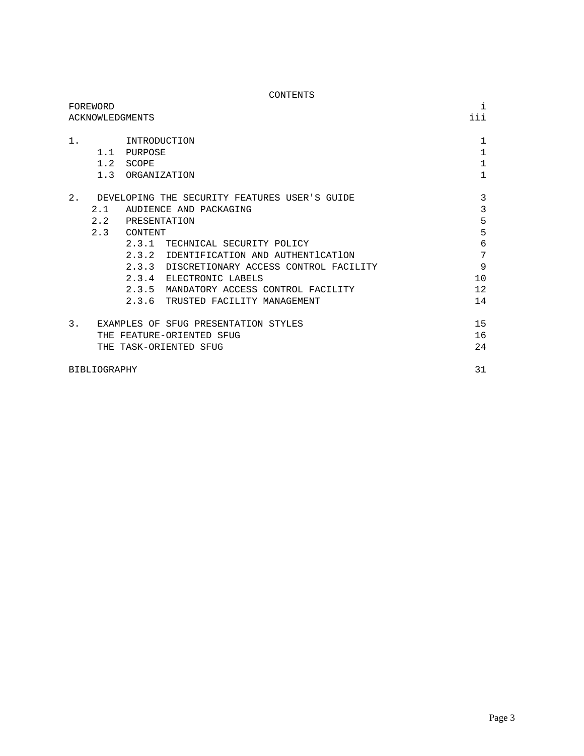# CONTENTS

| | |
|---|---|
| FOREWORD | i |
| ACKNOWLEDGMENTS | iii |
| 1. INTRODUCTION | 1 |
| 1.1 PURPOSE | 1 |
| 1.2 SCOPE | 1 |
| 1.3 ORGANIZATION | 1 |
| 2. DEVELOPING THE SECURITY FEATURES USER'S GUIDE | 3 |
| 2.1 AUDIENCE AND PACKAGING | 3 |
| 2.2 PRESENTATION | 5 |
| 2.3 CONTENT | 5 |
| 2.3.1 TECHNICAL SECURITY POLICY | 6 |
| 2.3.2 IDENTIFICATION AND AUTHENTlCATlON | 7 |
| 2.3.3 DISCRETIONARY ACCESS CONTROL FACILITY | 9 |
| 2.3.4 ELECTRONIC LABELS | 10 |
| 2.3.5 MANDATORY ACCESS CONTROL FACILITY | 12 |
| 2.3.6 TRUSTED FACILITY MANAGEMENT | 14 |
| 3. EXAMPLES OF SFUG PRESENTATION STYLES | 15 |
| THE FEATURE-ORIENTED SFUG | 16 |
| THE TASK-ORIENTED SFUG | 24 |
| BIBLIOGRAPHY | 31 |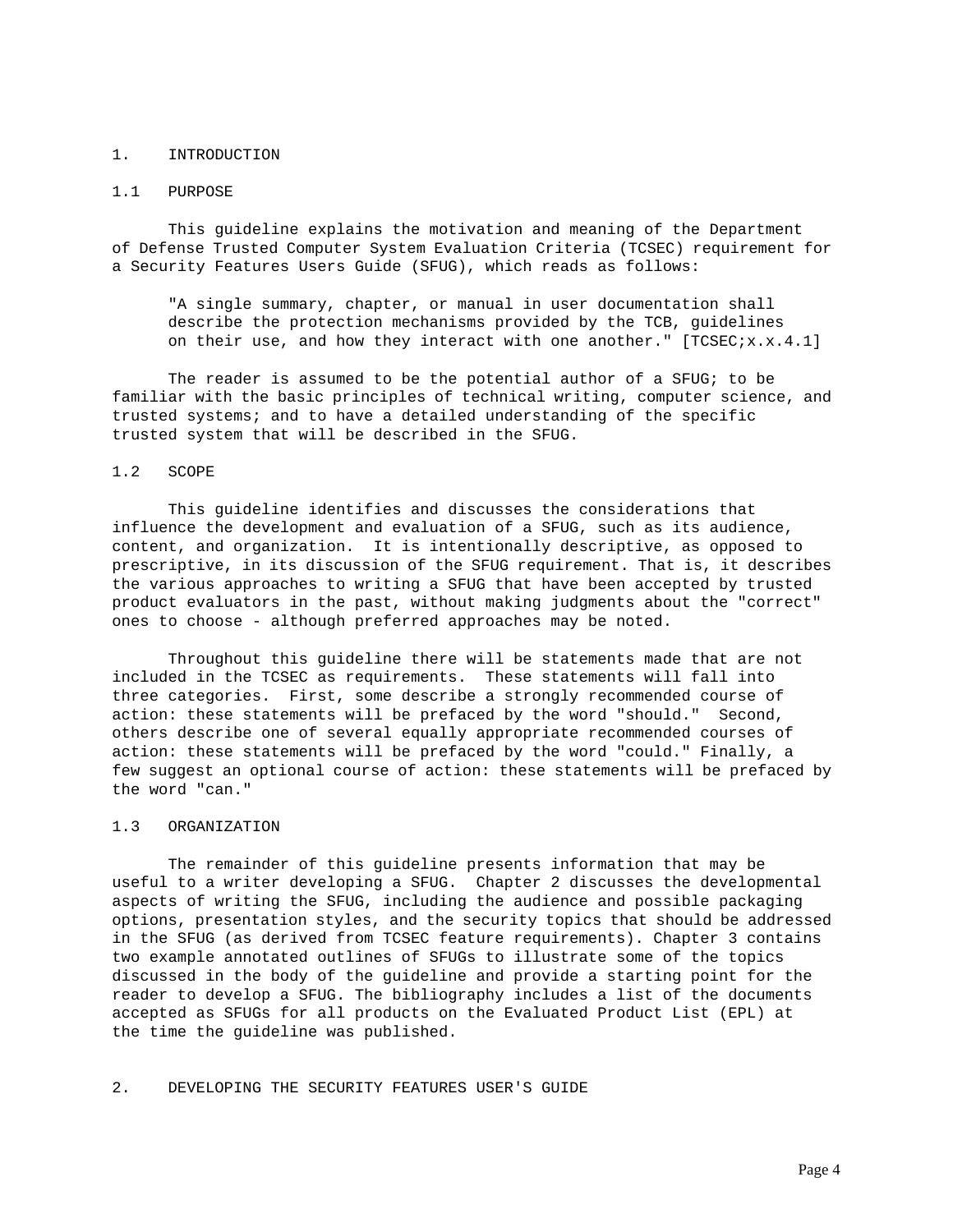# 1. INTRODUCTION

## 1.1 PURPOSE

This guideline explains the motivation and meaning of the Department of Defense Trusted Computer System Evaluation Criteria (TCSEC) requirement for a Security Features Users Guide (SFUG), which reads as follows:

> "A single summary, chapter, or manual in user documentation shall describe the protection mechanisms provided by the TCB, guidelines on their use, and how they interact with one another." [TCSEC;x.x.4.1]

The reader is assumed to be the potential author of a SFUG; to be familiar with the basic principles of technical writing, computer science, and trusted systems; and to have a detailed understanding of the specific trusted system that will be described in the SFUG.

## 1.2 SCOPE

This guideline identifies and discusses the considerations that influence the development and evaluation of a SFUG, such as its audience, content, and organization. It is intentionally descriptive, as opposed to prescriptive, in its discussion of the SFUG requirement. That is, it describes the various approaches to writing a SFUG that have been accepted by trusted product evaluators in the past, without making judgments about the "correct" ones to choose - although preferred approaches may be noted.

Throughout this guideline there will be statements made that are not included in the TCSEC as requirements. These statements will fall into three categories. First, some describe a strongly recommended course of action: these statements will be prefaced by the word "should." Second, others describe one of several equally appropriate recommended courses of action: these statements will be prefaced by the word "could." Finally, a few suggest an optional course of action: these statements will be prefaced by the word "can."

## 1.3 ORGANIZATION

The remainder of this guideline presents information that may be useful to a writer developing a SFUG. Chapter 2 discusses the developmental aspects of writing the SFUG, including the audience and possible packaging options, presentation styles, and the security topics that should be addressed in the SFUG (as derived from TCSEC feature requirements). Chapter 3 contains two example annotated outlines of SFUGs to illustrate some of the topics discussed in the body of the guideline and provide a starting point for the reader to develop a SFUG. The bibliography includes a list of the documents accepted as SFUGs for all products on the Evaluated Product List (EPL) at the time the guideline was published.

# 2. DEVELOPING THE SECURITY FEATURES USER'S GUIDE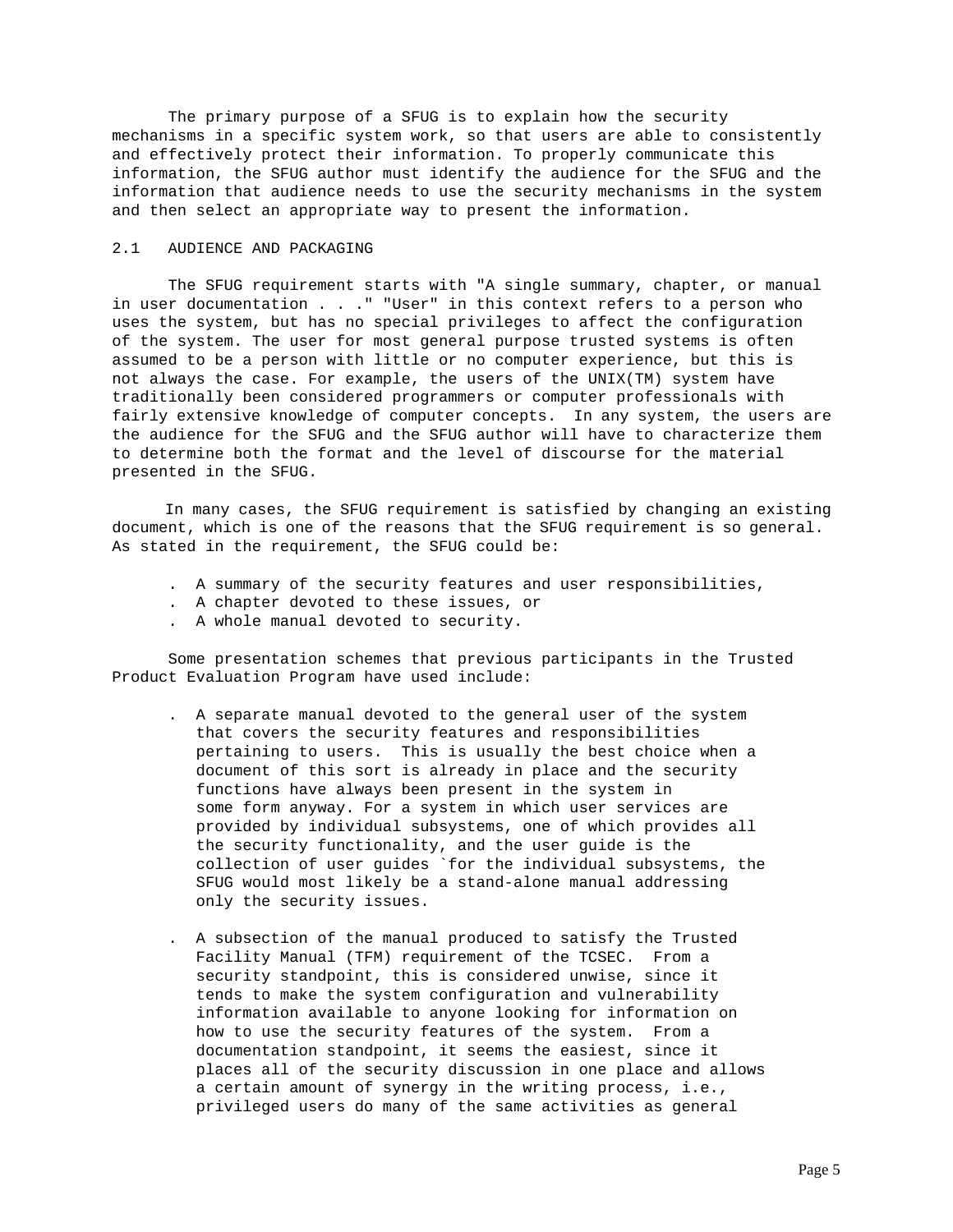The primary purpose of a SFUG is to explain how the security mechanisms in a specific system work, so that users are able to consistently and effectively protect their information. To properly communicate this information, the SFUG author must identify the audience for the SFUG and the information that audience needs to use the security mechanisms in the system and then select an appropriate way to present the information.

## 2.1 AUDIENCE AND PACKAGING

The SFUG requirement starts with "A single summary, chapter, or manual in user documentation . . ." "User" in this context refers to a person who uses the system, but has no special privileges to affect the configuration of the system. The user for most general purpose trusted systems is often assumed to be a person with little or no computer experience, but this is not always the case. For example, the users of the UNIX(TM) system have traditionally been considered programmers or computer professionals with fairly extensive knowledge of computer concepts. In any system, the users are the audience for the SFUG and the SFUG author will have to characterize them to determine both the format and the level of discourse for the material presented in the SFUG.

In many cases, the SFUG requirement is satisfied by changing an existing document, which is one of the reasons that the SFUG requirement is so general. As stated in the requirement, the SFUG could be:

- A summary of the security features and user responsibilities,
- A chapter devoted to these issues, or
- A whole manual devoted to security.

Some presentation schemes that previous participants in the Trusted Product Evaluation Program have used include:

- A separate manual devoted to the general user of the system that covers the security features and responsibilities pertaining to users. This is usually the best choice when a document of this sort is already in place and the security functions have always been present in the system in some form anyway. For a system in which user services are provided by individual subsystems, one of which provides all the security functionality, and the user guide is the collection of user guides `for the individual subsystems, the SFUG would most likely be a stand-alone manual addressing only the security issues.

- A subsection of the manual produced to satisfy the Trusted Facility Manual (TFM) requirement of the TCSEC. From a security standpoint, this is considered unwise, since it tends to make the system configuration and vulnerability information available to anyone looking for information on how to use the security features of the system. From a documentation standpoint, it seems the easiest, since it places all of the security discussion in one place and allows a certain amount of synergy in the writing process, i.e., privileged users do many of the same activities as general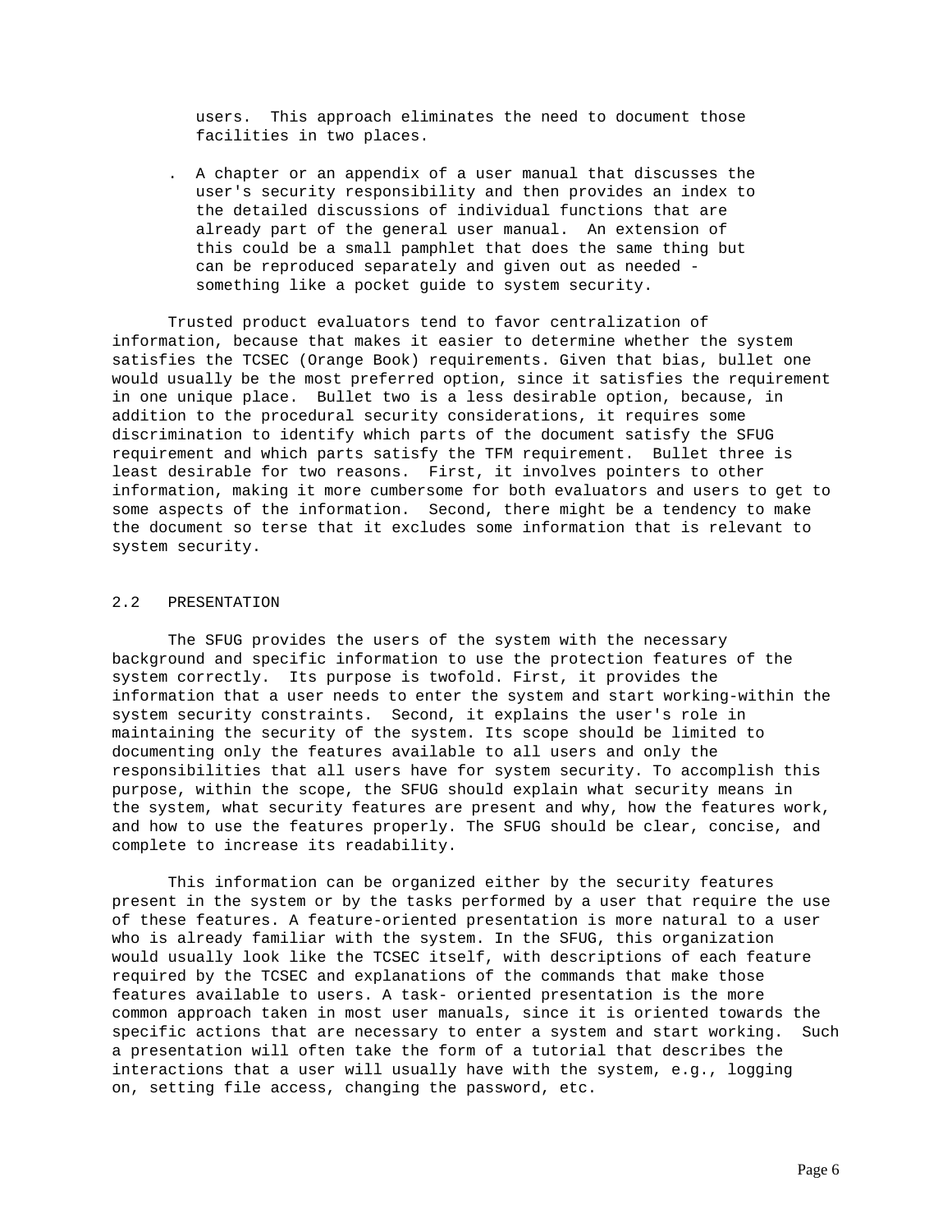users. This approach eliminates the need to document those facilities in two places.

- A chapter or an appendix of a user manual that discusses the user's security responsibility and then provides an index to the detailed discussions of individual functions that are already part of the general user manual. An extension of this could be a small pamphlet that does the same thing but can be reproduced separately and given out as needed - something like a pocket guide to system security.

Trusted product evaluators tend to favor centralization of information, because that makes it easier to determine whether the system satisfies the TCSEC (Orange Book) requirements. Given that bias, bullet one would usually be the most preferred option, since it satisfies the requirement in one unique place. Bullet two is a less desirable option, because, in addition to the procedural security considerations, it requires some discrimination to identify which parts of the document satisfy the SFUG requirement and which parts satisfy the TFM requirement. Bullet three is least desirable for two reasons. First, it involves pointers to other information, making it more cumbersome for both evaluators and users to get to some aspects of the information. Second, there might be a tendency to make the document so terse that it excludes some information that is relevant to system security.

## 2.2 PRESENTATION

The SFUG provides the users of the system with the necessary background and specific information to use the protection features of the system correctly. Its purpose is twofold. First, it provides the information that a user needs to enter the system and start working-within the system security constraints. Second, it explains the user's role in maintaining the security of the system. Its scope should be limited to documenting only the features available to all users and only the responsibilities that all users have for system security. To accomplish this purpose, within the scope, the SFUG should explain what security means in the system, what security features are present and why, how the features work, and how to use the features properly. The SFUG should be clear, concise, and complete to increase its readability.

This information can be organized either by the security features present in the system or by the tasks performed by a user that require the use of these features. A feature-oriented presentation is more natural to a user who is already familiar with the system. In the SFUG, this organization would usually look like the TCSEC itself, with descriptions of each feature required by the TCSEC and explanations of the commands that make those features available to users. A task- oriented presentation is the more common approach taken in most user manuals, since it is oriented towards the specific actions that are necessary to enter a system and start working. Such a presentation will often take the form of a tutorial that describes the interactions that a user will usually have with the system, e.g., logging on, setting file access, changing the password, etc.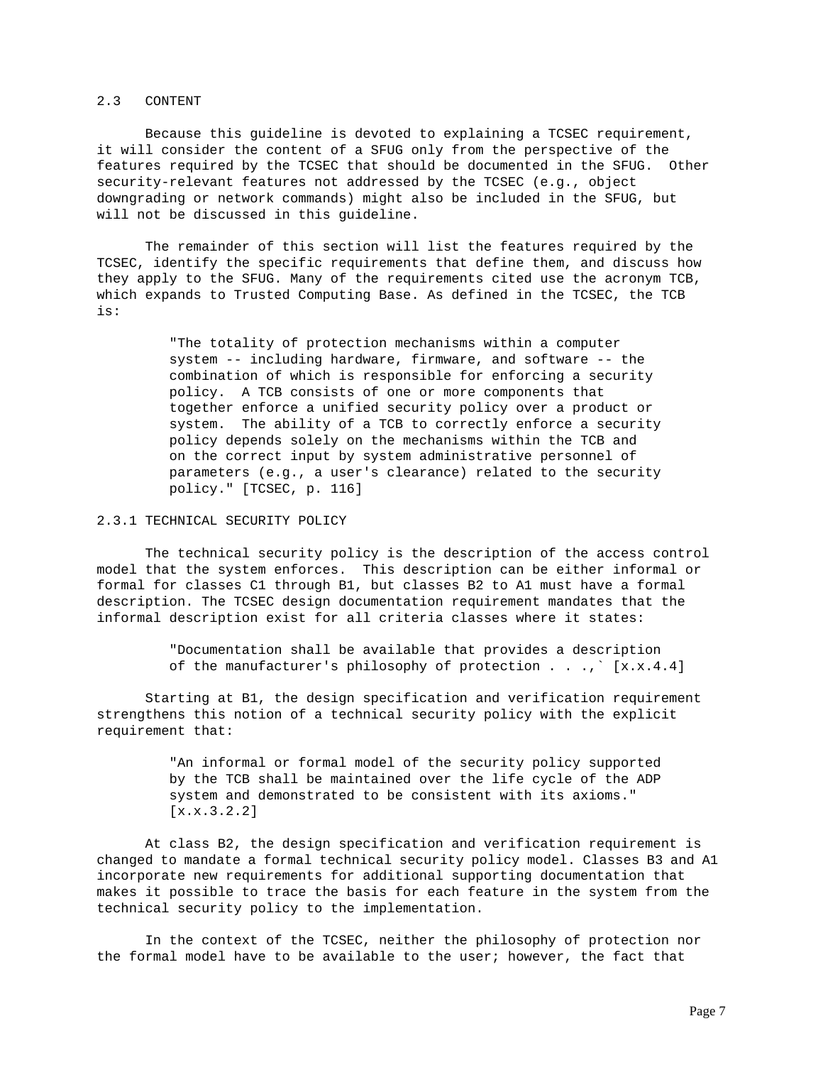## 2.3 CONTENT

Because this guideline is devoted to explaining a TCSEC requirement, it will consider the content of a SFUG only from the perspective of the features required by the TCSEC that should be documented in the SFUG. Other security-relevant features not addressed by the TCSEC (e.g., object downgrading or network commands) might also be included in the SFUG, but will not be discussed in this guideline.

The remainder of this section will list the features required by the TCSEC, identify the specific requirements that define them, and discuss how they apply to the SFUG. Many of the requirements cited use the acronym TCB, which expands to Trusted Computing Base. As defined in the TCSEC, the TCB is:

> "The totality of protection mechanisms within a computer system -- including hardware, firmware, and software -- the combination of which is responsible for enforcing a security policy. A TCB consists of one or more components that together enforce a unified security policy over a product or system. The ability of a TCB to correctly enforce a security policy depends solely on the mechanisms within the TCB and on the correct input by system administrative personnel of parameters (e.g., a user's clearance) related to the security policy." [TCSEC, p. 116]

### 2.3.1 TECHNICAL SECURITY POLICY

The technical security policy is the description of the access control model that the system enforces. This description can be either informal or formal for classes C1 through B1, but classes B2 to A1 must have a formal description. The TCSEC design documentation requirement mandates that the informal description exist for all criteria classes where it states:

> "Documentation shall be available that provides a description of the manufacturer's philosophy of protection . . .,` [x.x.4.4]

Starting at B1, the design specification and verification requirement strengthens this notion of a technical security policy with the explicit requirement that:

> "An informal or formal model of the security policy supported by the TCB shall be maintained over the life cycle of the ADP system and demonstrated to be consistent with its axioms." [x.x.3.2.2]

At class B2, the design specification and verification requirement is changed to mandate a formal technical security policy model. Classes B3 and A1 incorporate new requirements for additional supporting documentation that makes it possible to trace the basis for each feature in the system from the technical security policy to the implementation.

In the context of the TCSEC, neither the philosophy of protection nor the formal model have to be available to the user; however, the fact that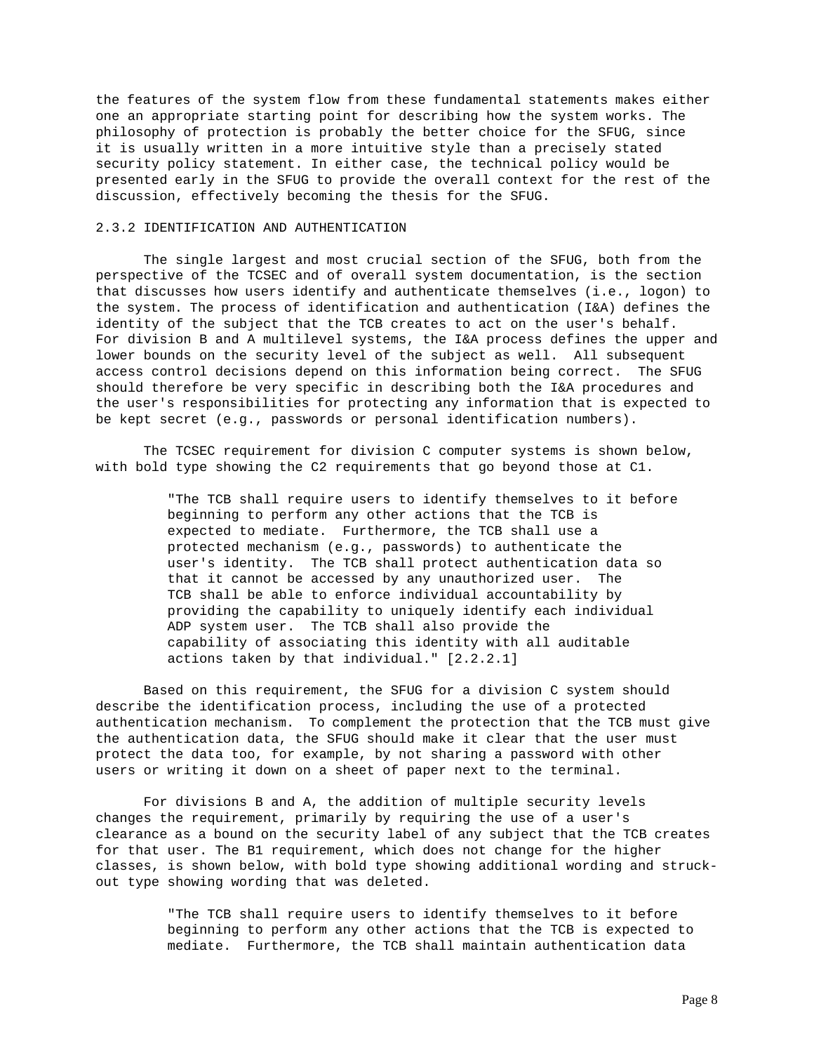the features of the system flow from these fundamental statements makes either one an appropriate starting point for describing how the system works. The philosophy of protection is probably the better choice for the SFUG, since it is usually written in a more intuitive style than a precisely stated security policy statement. In either case, the technical policy would be presented early in the SFUG to provide the overall context for the rest of the discussion, effectively becoming the thesis for the SFUG.

### 2.3.2 IDENTIFICATION AND AUTHENTICATION

The single largest and most crucial section of the SFUG, both from the perspective of the TCSEC and of overall system documentation, is the section that discusses how users identify and authenticate themselves (i.e., logon) to the system. The process of identification and authentication (I&A) defines the identity of the subject that the TCB creates to act on the user's behalf. For division B and A multilevel systems, the I&A process defines the upper and lower bounds on the security level of the subject as well. All subsequent access control decisions depend on this information being correct. The SFUG should therefore be very specific in describing both the I&A procedures and the user's responsibilities for protecting any information that is expected to be kept secret (e.g., passwords or personal identification numbers).

The TCSEC requirement for division C computer systems is shown below, with bold type showing the C2 requirements that go beyond those at C1.

> "The TCB shall require users to identify themselves to it before beginning to perform any other actions that the TCB is expected to mediate. Furthermore, the TCB shall use a protected mechanism (e.g., passwords) to authenticate the user's identity. The TCB shall protect authentication data so that it cannot be accessed by any unauthorized user. The TCB shall be able to enforce individual accountability by providing the capability to uniquely identify each individual ADP system user. The TCB shall also provide the capability of associating this identity with all auditable actions taken by that individual." [2.2.2.1]

Based on this requirement, the SFUG for a division C system should describe the identification process, including the use of a protected authentication mechanism. To complement the protection that the TCB must give the authentication data, the SFUG should make it clear that the user must protect the data too, for example, by not sharing a password with other users or writing it down on a sheet of paper next to the terminal.

For divisions B and A, the addition of multiple security levels changes the requirement, primarily by requiring the use of a user's clearance as a bound on the security label of any subject that the TCB creates for that user. The B1 requirement, which does not change for the higher classes, is shown below, with bold type showing additional wording and struck-out type showing wording that was deleted.

> "The TCB shall require users to identify themselves to it before beginning to perform any other actions that the TCB is expected to mediate. Furthermore, the TCB shall maintain authentication data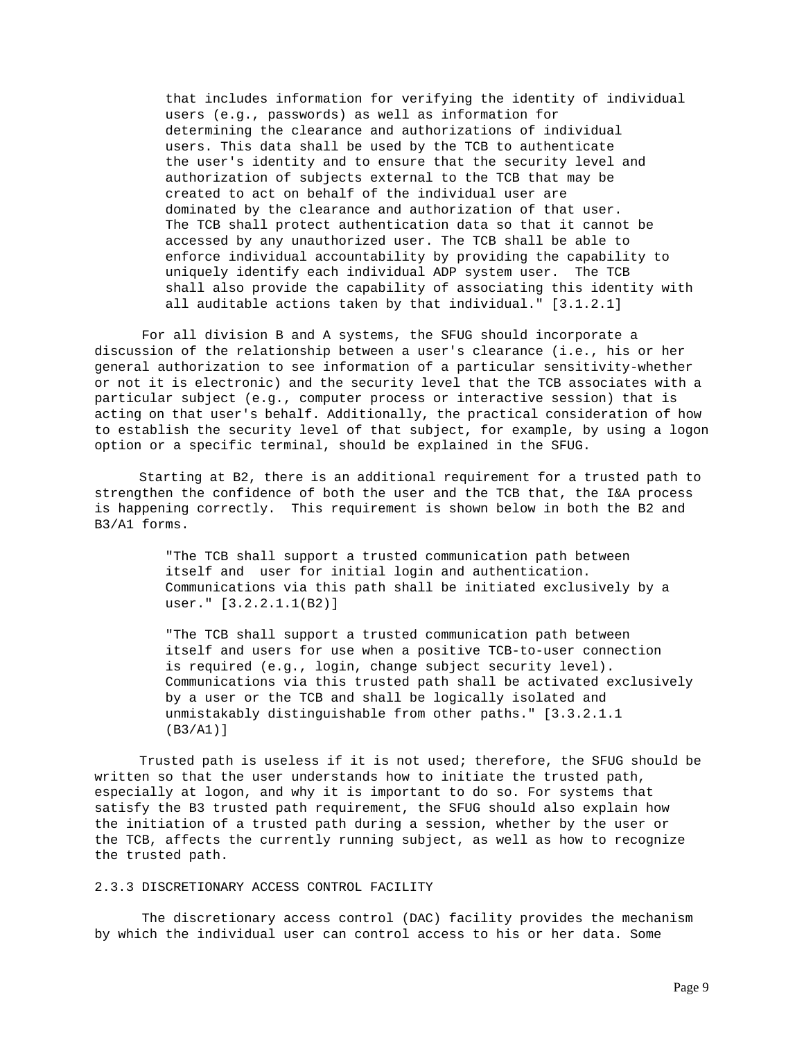> that includes information for verifying the identity of individual users (e.g., passwords) as well as information for determining the clearance and authorizations of individual users. This data shall be used by the TCB to authenticate the user's identity and to ensure that the security level and authorization of subjects external to the TCB that may be created to act on behalf of the individual user are dominated by the clearance and authorization of that user. The TCB shall protect authentication data so that it cannot be accessed by any unauthorized user. The TCB shall be able to enforce individual accountability by providing the capability to uniquely identify each individual ADP system user. The TCB shall also provide the capability of associating this identity with all auditable actions taken by that individual." [3.1.2.1]

For all division B and A systems, the SFUG should incorporate a discussion of the relationship between a user's clearance (i.e., his or her general authorization to see information of a particular sensitivity-whether or not it is electronic) and the security level that the TCB associates with a particular subject (e.g., computer process or interactive session) that is acting on that user's behalf. Additionally, the practical consideration of how to establish the security level of that subject, for example, by using a logon option or a specific terminal, should be explained in the SFUG.

Starting at B2, there is an additional requirement for a trusted path to strengthen the confidence of both the user and the TCB that, the I&A process is happening correctly. This requirement is shown below in both the B2 and B3/A1 forms.

> "The TCB shall support a trusted communication path between itself and user for initial login and authentication. Communications via this path shall be initiated exclusively by a user." [3.2.2.1.1(B2)]

> "The TCB shall support a trusted communication path between itself and users for use when a positive TCB-to-user connection is required (e.g., login, change subject security level). Communications via this trusted path shall be activated exclusively by a user or the TCB and shall be logically isolated and unmistakably distinguishable from other paths." [3.3.2.1.1 (B3/A1)]

Trusted path is useless if it is not used; therefore, the SFUG should be written so that the user understands how to initiate the trusted path, especially at logon, and why it is important to do so. For systems that satisfy the B3 trusted path requirement, the SFUG should also explain how the initiation of a trusted path during a session, whether by the user or the TCB, affects the currently running subject, as well as how to recognize the trusted path.

### 2.3.3 DISCRETIONARY ACCESS CONTROL FACILITY

The discretionary access control (DAC) facility provides the mechanism by which the individual user can control access to his or her data. Some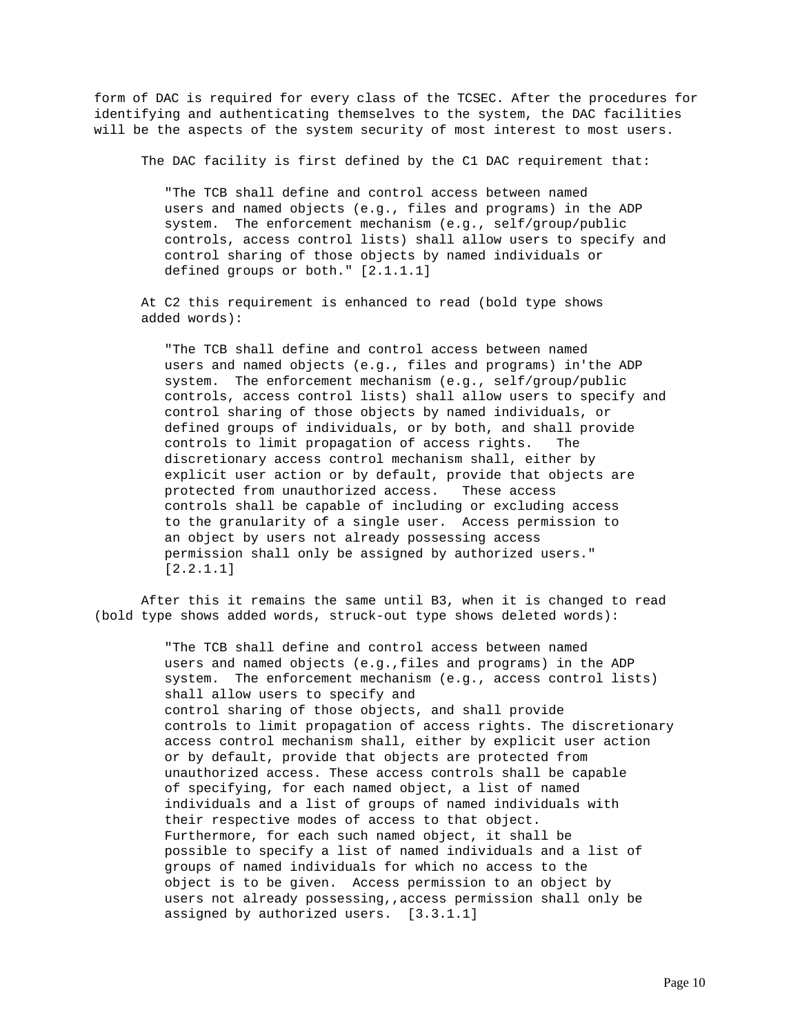form of DAC is required for every class of the TCSEC. After the procedures for identifying and authenticating themselves to the system, the DAC facilities will be the aspects of the system security of most interest to most users.

The DAC facility is first defined by the C1 DAC requirement that:

> "The TCB shall define and control access between named users and named objects (e.g., files and programs) in the ADP system. The enforcement mechanism (e.g., self/group/public controls, access control lists) shall allow users to specify and control sharing of those objects by named individuals or defined groups or both." [2.1.1.1]

At C2 this requirement is enhanced to read (bold type shows added words):

> "The TCB shall define and control access between named users and named objects (e.g., files and programs) in'the ADP system. The enforcement mechanism (e.g., self/group/public controls, access control lists) shall allow users to specify and control sharing of those objects by named individuals, or defined groups of individuals, or by both, and shall provide controls to limit propagation of access rights. The discretionary access control mechanism shall, either by explicit user action or by default, provide that objects are protected from unauthorized access. These access controls shall be capable of including or excluding access to the granularity of a single user. Access permission to an object by users not already possessing access permission shall only be assigned by authorized users." [2.2.1.1]

After this it remains the same until B3, when it is changed to read (bold type shows added words, struck-out type shows deleted words):

> "The TCB shall define and control access between named users and named objects (e.g.,files and programs) in the ADP system. The enforcement mechanism (e.g., access control lists) shall allow users to specify and control sharing of those objects, and shall provide controls to limit propagation of access rights. The discretionary access control mechanism shall, either by explicit user action or by default, provide that objects are protected from unauthorized access. These access controls shall be capable of specifying, for each named object, a list of named individuals and a list of groups of named individuals with their respective modes of access to that object. Furthermore, for each such named object, it shall be possible to specify a list of named individuals and a list of groups of named individuals for which no access to the object is to be given. Access permission to an object by users not already possessing,,access permission shall only be assigned by authorized users. [3.3.1.1]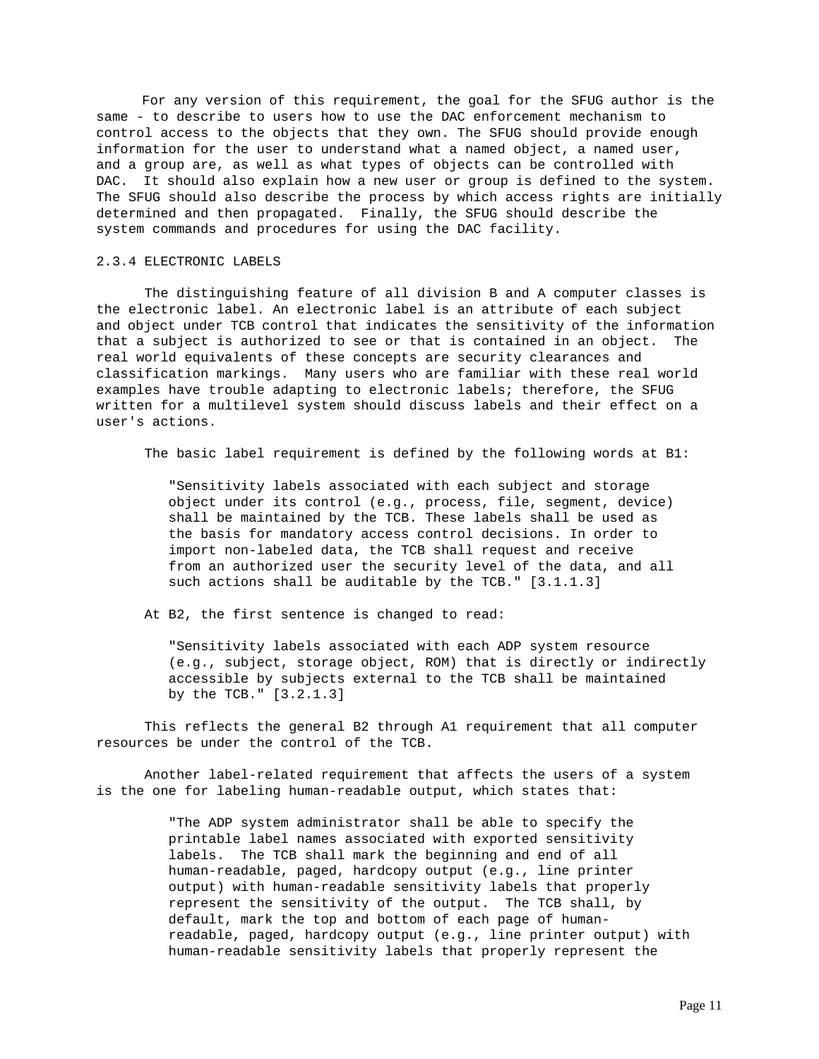For any version of this requirement, the goal for the SFUG author is the same - to describe to users how to use the DAC enforcement mechanism to control access to the objects that they own. The SFUG should provide enough information for the user to understand what a named object, a named user, and a group are, as well as what types of objects can be controlled with DAC. It should also explain how a new user or group is defined to the system. The SFUG should also describe the process by which access rights are initially determined and then propagated. Finally, the SFUG should describe the system commands and procedures for using the DAC facility.

### 2.3.4 ELECTRONIC LABELS

The distinguishing feature of all division B and A computer classes is the electronic label. An electronic label is an attribute of each subject and object under TCB control that indicates the sensitivity of the information that a subject is authorized to see or that is contained in an object. The real world equivalents of these concepts are security clearances and classification markings. Many users who are familiar with these real world examples have trouble adapting to electronic labels; therefore, the SFUG written for a multilevel system should discuss labels and their effect on a user's actions.

The basic label requirement is defined by the following words at B1:

> "Sensitivity labels associated with each subject and storage object under its control (e.g., process, file, segment, device) shall be maintained by the TCB. These labels shall be used as the basis for mandatory access control decisions. In order to import non-labeled data, the TCB shall request and receive from an authorized user the security level of the data, and all such actions shall be auditable by the TCB." [3.1.1.3]

At B2, the first sentence is changed to read:

> "Sensitivity labels associated with each ADP system resource (e.g., subject, storage object, ROM) that is directly or indirectly accessible by subjects external to the TCB shall be maintained by the TCB." [3.2.1.3]

This reflects the general B2 through A1 requirement that all computer resources be under the control of the TCB.

Another label-related requirement that affects the users of a system is the one for labeling human-readable output, which states that:

> "The ADP system administrator shall be able to specify the printable label names associated with exported sensitivity labels. The TCB shall mark the beginning and end of all human-readable, paged, hardcopy output (e.g., line printer output) with human-readable sensitivity labels that properly represent the sensitivity of the output. The TCB shall, by default, mark the top and bottom of each page of human-readable, paged, hardcopy output (e.g., line printer output) with human-readable sensitivity labels that properly represent the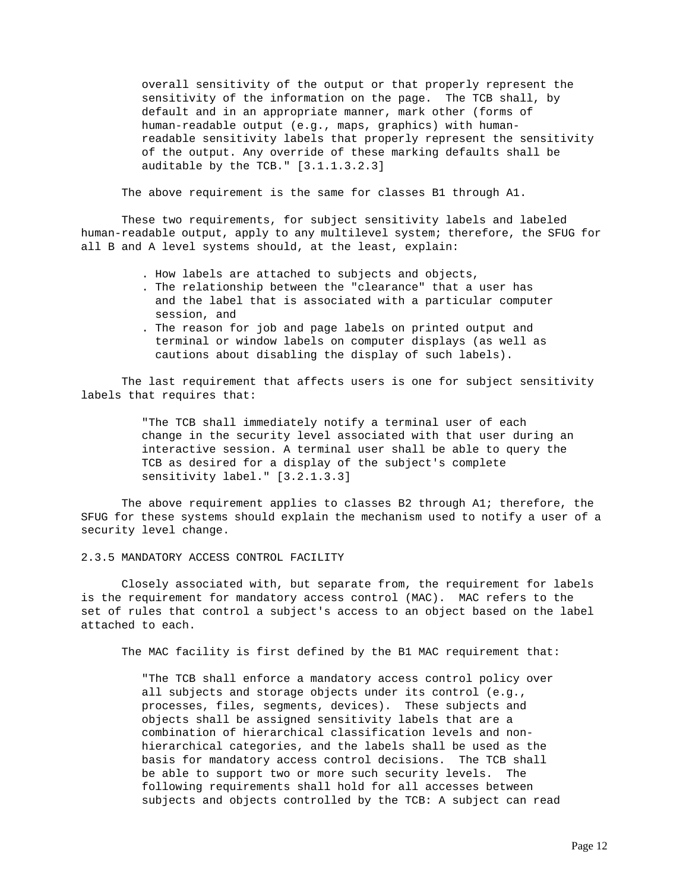overall sensitivity of the output or that properly represent the sensitivity of the information on the page. The TCB shall, by default and in an appropriate manner, mark other (forms of human-readable output (e.g., maps, graphics) with human-readable sensitivity labels that properly represent the sensitivity of the output. Any override of these marking defaults shall be auditable by the TCB." [3.1.1.3.2.3]

The above requirement is the same for classes B1 through A1.

These two requirements, for subject sensitivity labels and labeled human-readable output, apply to any multilevel system; therefore, the SFUG for all B and A level systems should, at the least, explain:

- How labels are attached to subjects and objects,
- The relationship between the "clearance" that a user has and the label that is associated with a particular computer session, and
- The reason for job and page labels on printed output and terminal or window labels on computer displays (as well as cautions about disabling the display of such labels).

The last requirement that affects users is one for subject sensitivity labels that requires that:

> "The TCB shall immediately notify a terminal user of each change in the security level associated with that user during an interactive session. A terminal user shall be able to query the TCB as desired for a display of the subject's complete sensitivity label." [3.2.1.3.3]

The above requirement applies to classes B2 through A1; therefore, the SFUG for these systems should explain the mechanism used to notify a user of a security level change.

### 2.3.5 MANDATORY ACCESS CONTROL FACILITY

Closely associated with, but separate from, the requirement for labels is the requirement for mandatory access control (MAC). MAC refers to the set of rules that control a subject's access to an object based on the label attached to each.

The MAC facility is first defined by the B1 MAC requirement that:

> "The TCB shall enforce a mandatory access control policy over all subjects and storage objects under its control (e.g., processes, files, segments, devices). These subjects and objects shall be assigned sensitivity labels that are a combination of hierarchical classification levels and non-hierarchical categories, and the labels shall be used as the basis for mandatory access control decisions. The TCB shall be able to support two or more such security levels. The following requirements shall hold for all accesses between subjects and objects controlled by the TCB: A subject can read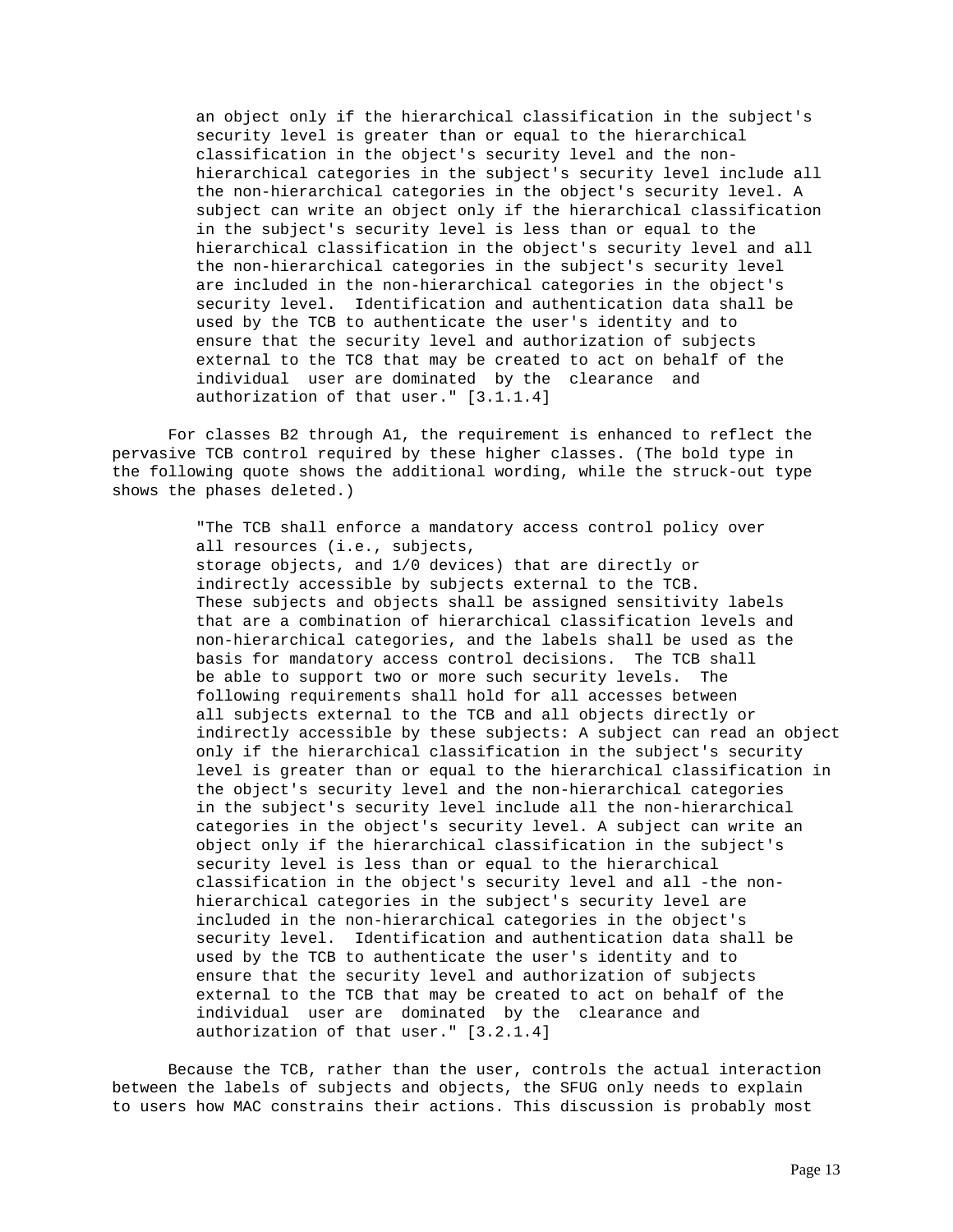an object only if the hierarchical classification in the subject's security level is greater than or equal to the hierarchical classification in the object's security level and the non-hierarchical categories in the subject's security level include all the non-hierarchical categories in the object's security level. A subject can write an object only if the hierarchical classification in the subject's security level is less than or equal to the hierarchical classification in the object's security level and all the non-hierarchical categories in the subject's security level are included in the non-hierarchical categories in the object's security level. Identification and authentication data shall be used by the TCB to authenticate the user's identity and to ensure that the security level and authorization of subjects external to the TC8 that may be created to act on behalf of the individual user are dominated by the clearance and authorization of that user." [3.1.1.4]

For classes B2 through A1, the requirement is enhanced to reflect the pervasive TCB control required by these higher classes. (The bold type in the following quote shows the additional wording, while the struck-out type shows the phases deleted.)

> "The TCB shall enforce a mandatory access control policy over all resources (i.e., subjects, storage objects, and 1/0 devices) that are directly or indirectly accessible by subjects external to the TCB. These subjects and objects shall be assigned sensitivity labels that are a combination of hierarchical classification levels and non-hierarchical categories, and the labels shall be used as the basis for mandatory access control decisions. The TCB shall be able to support two or more such security levels. The following requirements shall hold for all accesses between all subjects external to the TCB and all objects directly or indirectly accessible by these subjects: A subject can read an object only if the hierarchical classification in the subject's security level is greater than or equal to the hierarchical classification in the object's security level and the non-hierarchical categories in the subject's security level include all the non-hierarchical categories in the object's security level. A subject can write an object only if the hierarchical classification in the subject's security level is less than or equal to the hierarchical classification in the object's security level and all -the non-hierarchical categories in the subject's security level are included in the non-hierarchical categories in the object's security level. Identification and authentication data shall be used by the TCB to authenticate the user's identity and to ensure that the security level and authorization of subjects external to the TCB that may be created to act on behalf of the individual user are dominated by the clearance and authorization of that user." [3.2.1.4]

Because the TCB, rather than the user, controls the actual interaction between the labels of subjects and objects, the SFUG only needs to explain to users how MAC constrains their actions. This discussion is probably most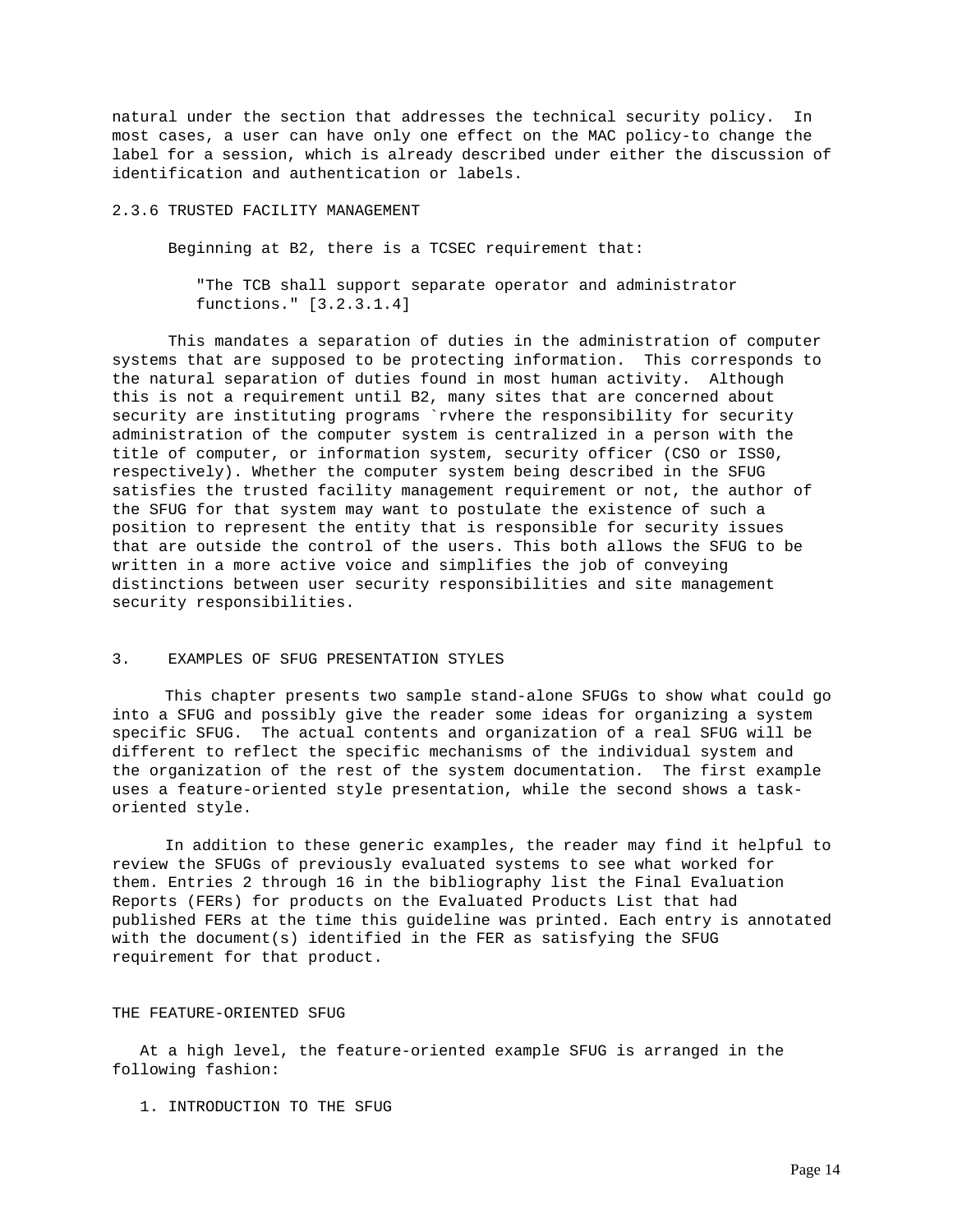natural under the section that addresses the technical security policy. In most cases, a user can have only one effect on the MAC policy-to change the label for a session, which is already described under either the discussion of identification and authentication or labels.

### 2.3.6 TRUSTED FACILITY MANAGEMENT

Beginning at B2, there is a TCSEC requirement that:

> "The TCB shall support separate operator and administrator functions." [3.2.3.1.4]

This mandates a separation of duties in the administration of computer systems that are supposed to be protecting information. This corresponds to the natural separation of duties found in most human activity. Although this is not a requirement until B2, many sites that are concerned about security are instituting programs `rvhere the responsibility for security administration of the computer system is centralized in a person with the title of computer, or information system, security officer (CSO or ISS0, respectively). Whether the computer system being described in the SFUG satisfies the trusted facility management requirement or not, the author of the SFUG for that system may want to postulate the existence of such a position to represent the entity that is responsible for security issues that are outside the control of the users. This both allows the SFUG to be written in a more active voice and simplifies the job of conveying distinctions between user security responsibilities and site management security responsibilities.

## 3. EXAMPLES OF SFUG PRESENTATION STYLES

This chapter presents two sample stand-alone SFUGs to show what could go into a SFUG and possibly give the reader some ideas for organizing a system specific SFUG. The actual contents and organization of a real SFUG will be different to reflect the specific mechanisms of the individual system and the organization of the rest of the system documentation. The first example uses a feature-oriented style presentation, while the second shows a task-oriented style.

In addition to these generic examples, the reader may find it helpful to review the SFUGs of previously evaluated systems to see what worked for them. Entries 2 through 16 in the bibliography list the Final Evaluation Reports (FERs) for products on the Evaluated Products List that had published FERs at the time this guideline was printed. Each entry is annotated with the document(s) identified in the FER as satisfying the SFUG requirement for that product.

### THE FEATURE-ORIENTED SFUG

At a high level, the feature-oriented example SFUG is arranged in the following fashion:

1. INTRODUCTION TO THE SFUG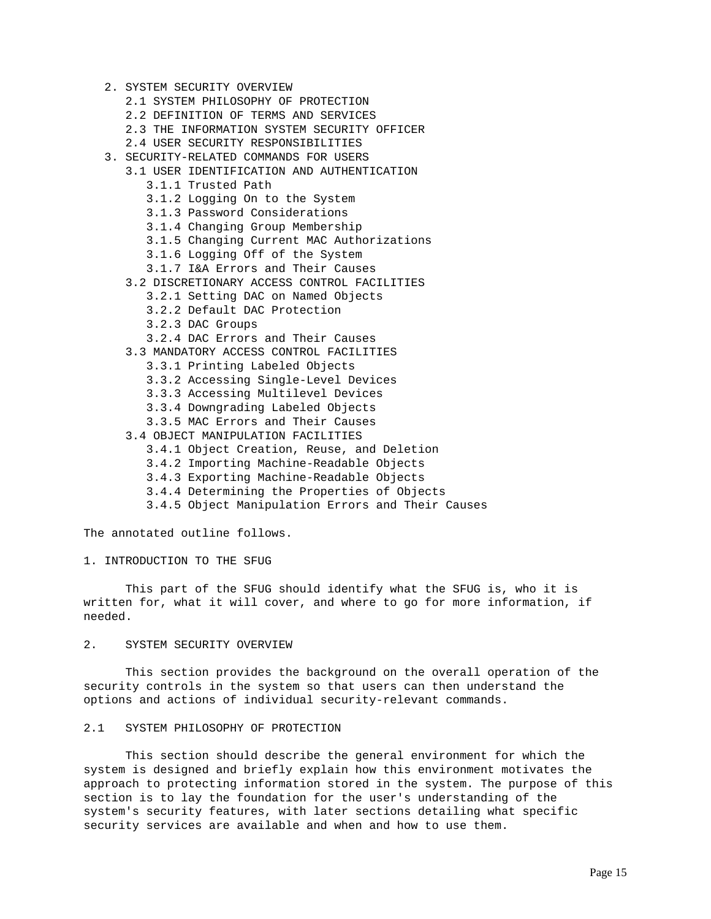2. SYSTEM SECURITY OVERVIEW
   - 2.1 SYSTEM PHILOSOPHY OF PROTECTION
   - 2.2 DEFINITION OF TERMS AND SERVICES
   - 2.3 THE INFORMATION SYSTEM SECURITY OFFICER
   - 2.4 USER SECURITY RESPONSIBILITIES

3. SECURITY-RELATED COMMANDS FOR USERS
   - 3.1 USER IDENTIFICATION AND AUTHENTICATION
     - 3.1.1 Trusted Path
     - 3.1.2 Logging On to the System
     - 3.1.3 Password Considerations
     - 3.1.4 Changing Group Membership
     - 3.1.5 Changing Current MAC Authorizations
     - 3.1.6 Logging Off of the System
     - 3.1.7 I&A Errors and Their Causes
   - 3.2 DISCRETIONARY ACCESS CONTROL FACILITIES
     - 3.2.1 Setting DAC on Named Objects
     - 3.2.2 Default DAC Protection
     - 3.2.3 DAC Groups
     - 3.2.4 DAC Errors and Their Causes
   - 3.3 MANDATORY ACCESS CONTROL FACILITIES
     - 3.3.1 Printing Labeled Objects
     - 3.3.2 Accessing Single-Level Devices
     - 3.3.3 Accessing Multilevel Devices
     - 3.3.4 Downgrading Labeled Objects
     - 3.3.5 MAC Errors and Their Causes
   - 3.4 OBJECT MANIPULATION FACILITIES
     - 3.4.1 Object Creation, Reuse, and Deletion
     - 3.4.2 Importing Machine-Readable Objects
     - 3.4.3 Exporting Machine-Readable Objects
     - 3.4.4 Determining the Properties of Objects
     - 3.4.5 Object Manipulation Errors and Their Causes

The annotated outline follows.

## 1. INTRODUCTION TO THE SFUG

This part of the SFUG should identify what the SFUG is, who it is written for, what it will cover, and where to go for more information, if needed.

## 2. SYSTEM SECURITY OVERVIEW

This section provides the background on the overall operation of the security controls in the system so that users can then understand the options and actions of individual security-relevant commands.

### 2.1 SYSTEM PHILOSOPHY OF PROTECTION

This section should describe the general environment for which the system is designed and briefly explain how this environment motivates the approach to protecting information stored in the system. The purpose of this section is to lay the foundation for the user's understanding of the system's security features, with later sections detailing what specific security services are available and when and how to use them.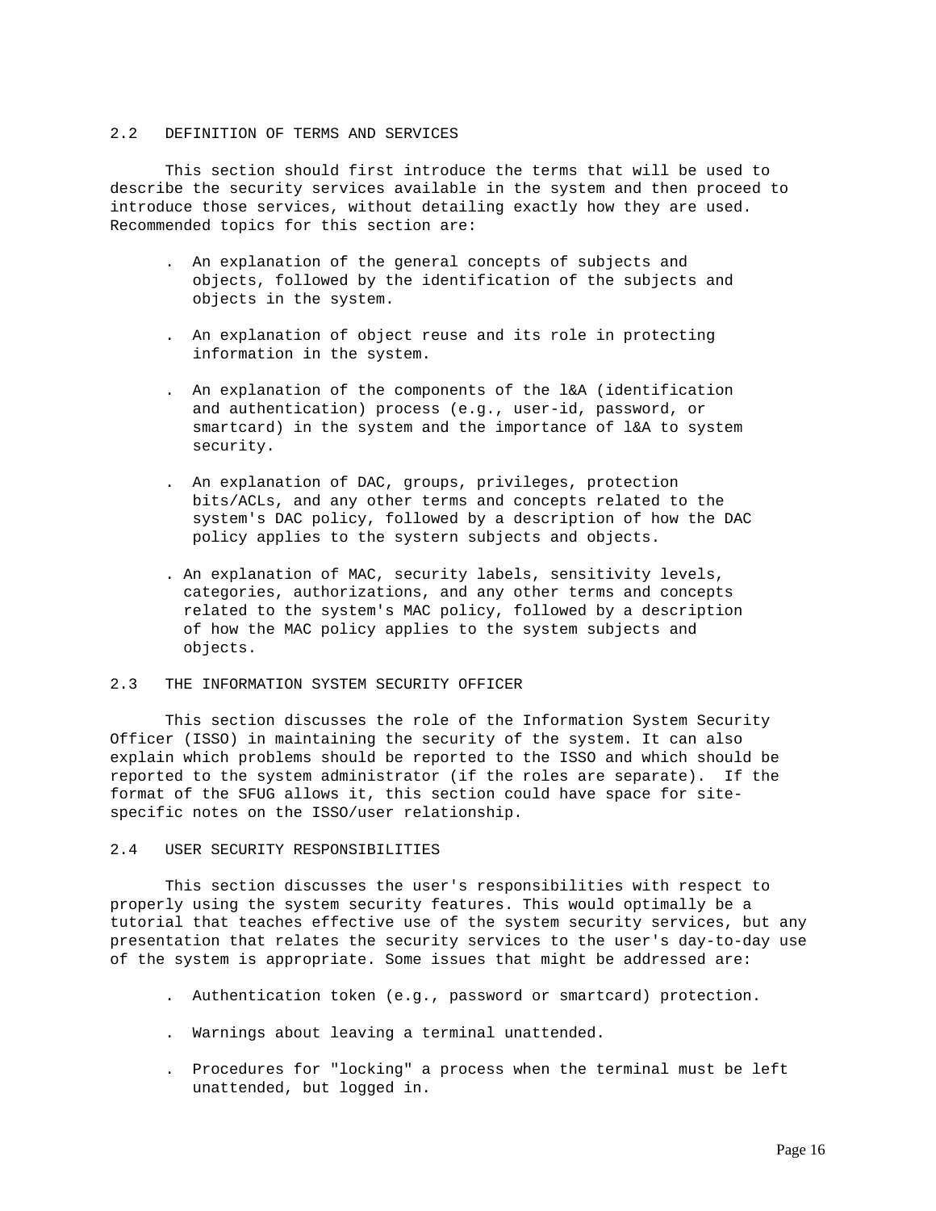## 2.2 DEFINITION OF TERMS AND SERVICES

This section should first introduce the terms that will be used to describe the security services available in the system and then proceed to introduce those services, without detailing exactly how they are used. Recommended topics for this section are:

- An explanation of the general concepts of subjects and objects, followed by the identification of the subjects and objects in the system.
- An explanation of object reuse and its role in protecting information in the system.
- An explanation of the components of the l&A (identification and authentication) process (e.g., user-id, password, or smartcard) in the system and the importance of l&A to system security.
- An explanation of DAC, groups, privileges, protection bits/ACLs, and any other terms and concepts related to the system's DAC policy, followed by a description of how the DAC policy applies to the systern subjects and objects.
- An explanation of MAC, security labels, sensitivity levels, categories, authorizations, and any other terms and concepts related to the system's MAC policy, followed by a description of how the MAC policy applies to the system subjects and objects.

## 2.3 THE INFORMATION SYSTEM SECURITY OFFICER

This section discusses the role of the Information System Security Officer (ISSO) in maintaining the security of the system. It can also explain which problems should be reported to the ISSO and which should be reported to the system administrator (if the roles are separate). If the format of the SFUG allows it, this section could have space for site-specific notes on the ISSO/user relationship.

## 2.4 USER SECURITY RESPONSIBILITIES

This section discusses the user's responsibilities with respect to properly using the system security features. This would optimally be a tutorial that teaches effective use of the system security services, but any presentation that relates the security services to the user's day-to-day use of the system is appropriate. Some issues that might be addressed are:

- Authentication token (e.g., password or smartcard) protection.
- Warnings about leaving a terminal unattended.
- Procedures for "locking" a process when the terminal must be left unattended, but logged in.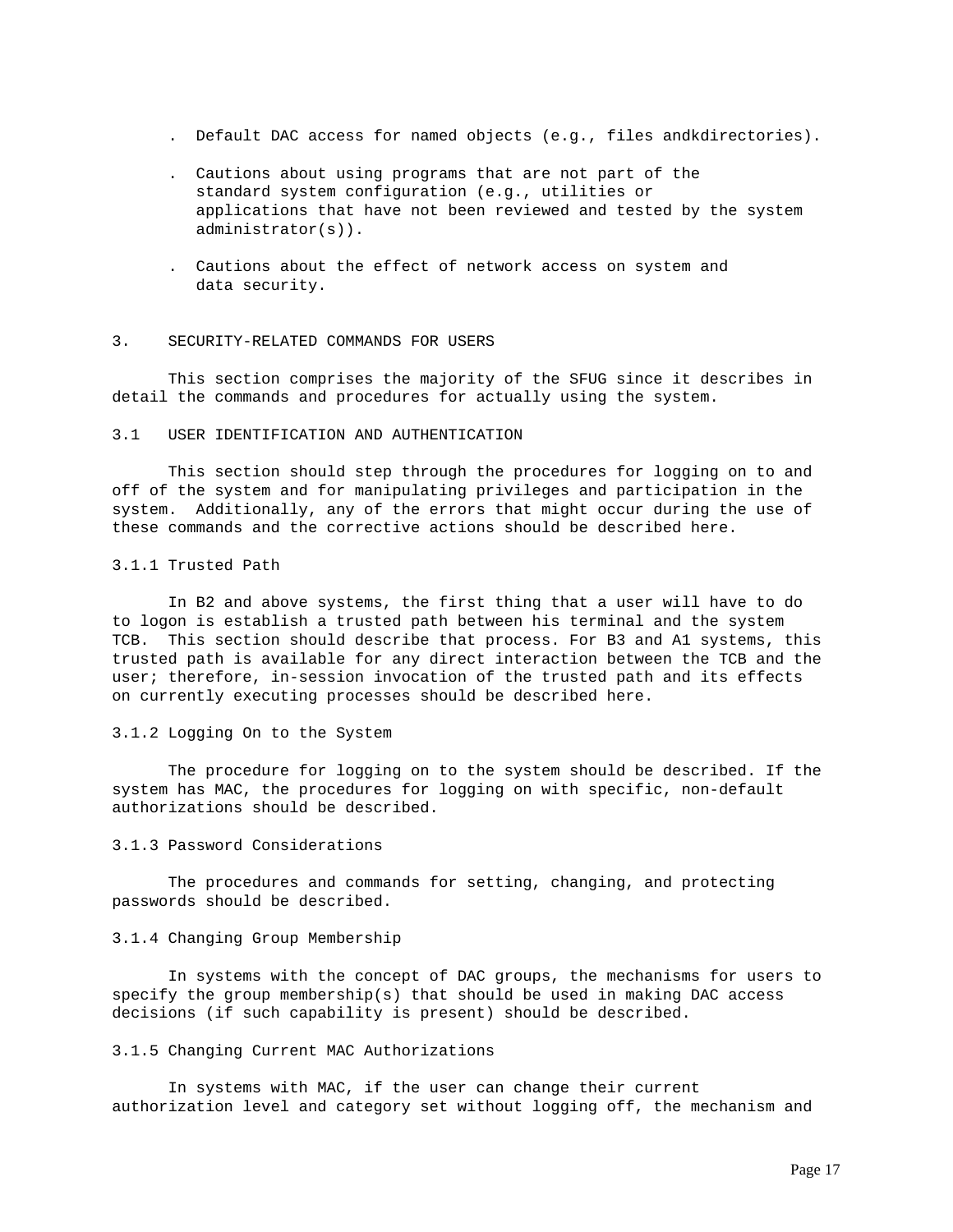- Default DAC access for named objects (e.g., files andkdirectories).

- Cautions about using programs that are not part of the standard system configuration (e.g., utilities or applications that have not been reviewed and tested by the system administrator(s)).

- Cautions about the effect of network access on system and data security.

## 3. SECURITY-RELATED COMMANDS FOR USERS

This section comprises the majority of the SFUG since it describes in detail the commands and procedures for actually using the system.

### 3.1 USER IDENTIFICATION AND AUTHENTICATION

This section should step through the procedures for logging on to and off of the system and for manipulating privileges and participation in the system. Additionally, any of the errors that might occur during the use of these commands and the corrective actions should be described here.

#### 3.1.1 Trusted Path

In B2 and above systems, the first thing that a user will have to do to logon is establish a trusted path between his terminal and the system TCB. This section should describe that process. For B3 and A1 systems, this trusted path is available for any direct interaction between the TCB and the user; therefore, in-session invocation of the trusted path and its effects on currently executing processes should be described here.

#### 3.1.2 Logging On to the System

The procedure for logging on to the system should be described. If the system has MAC, the procedures for logging on with specific, non-default authorizations should be described.

#### 3.1.3 Password Considerations

The procedures and commands for setting, changing, and protecting passwords should be described.

#### 3.1.4 Changing Group Membership

In systems with the concept of DAC groups, the mechanisms for users to specify the group membership(s) that should be used in making DAC access decisions (if such capability is present) should be described.

#### 3.1.5 Changing Current MAC Authorizations

In systems with MAC, if the user can change their current authorization level and category set without logging off, the mechanism and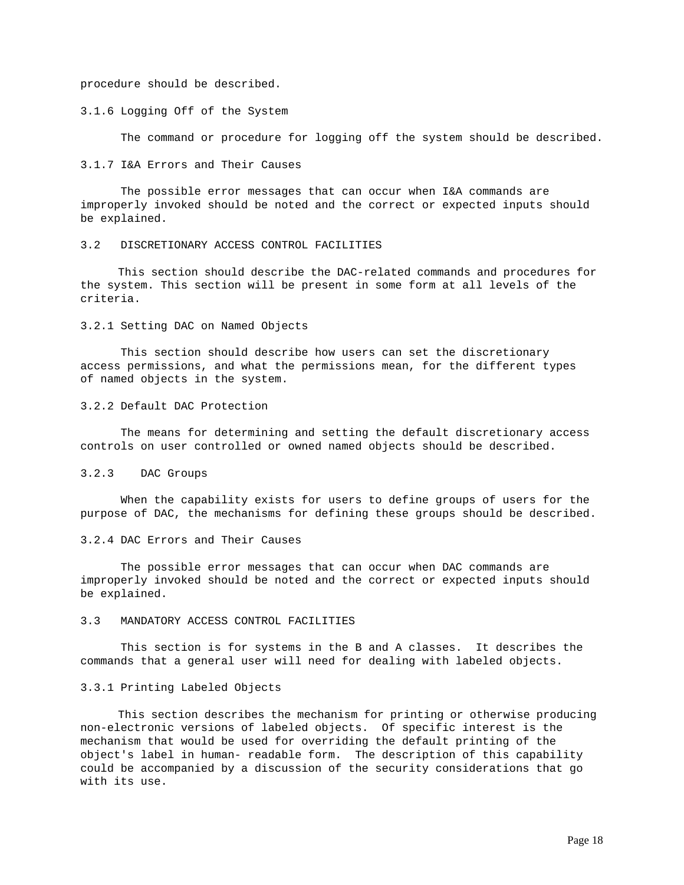procedure should be described.

### 3.1.6 Logging Off of the System

The command or procedure for logging off the system should be described.

### 3.1.7 I&A Errors and Their Causes

The possible error messages that can occur when I&A commands are improperly invoked should be noted and the correct or expected inputs should be explained.

## 3.2 DISCRETIONARY ACCESS CONTROL FACILITIES

This section should describe the DAC-related commands and procedures for the system. This section will be present in some form at all levels of the criteria.

### 3.2.1 Setting DAC on Named Objects

This section should describe how users can set the discretionary access permissions, and what the permissions mean, for the different types of named objects in the system.

### 3.2.2 Default DAC Protection

The means for determining and setting the default discretionary access controls on user controlled or owned named objects should be described.

### 3.2.3 DAC Groups

When the capability exists for users to define groups of users for the purpose of DAC, the mechanisms for defining these groups should be described.

### 3.2.4 DAC Errors and Their Causes

The possible error messages that can occur when DAC commands are improperly invoked should be noted and the correct or expected inputs should be explained.

## 3.3 MANDATORY ACCESS CONTROL FACILITIES

This section is for systems in the B and A classes. It describes the commands that a general user will need for dealing with labeled objects.

### 3.3.1 Printing Labeled Objects

This section describes the mechanism for printing or otherwise producing non-electronic versions of labeled objects. Of specific interest is the mechanism that would be used for overriding the default printing of the object's label in human- readable form. The description of this capability could be accompanied by a discussion of the security considerations that go with its use.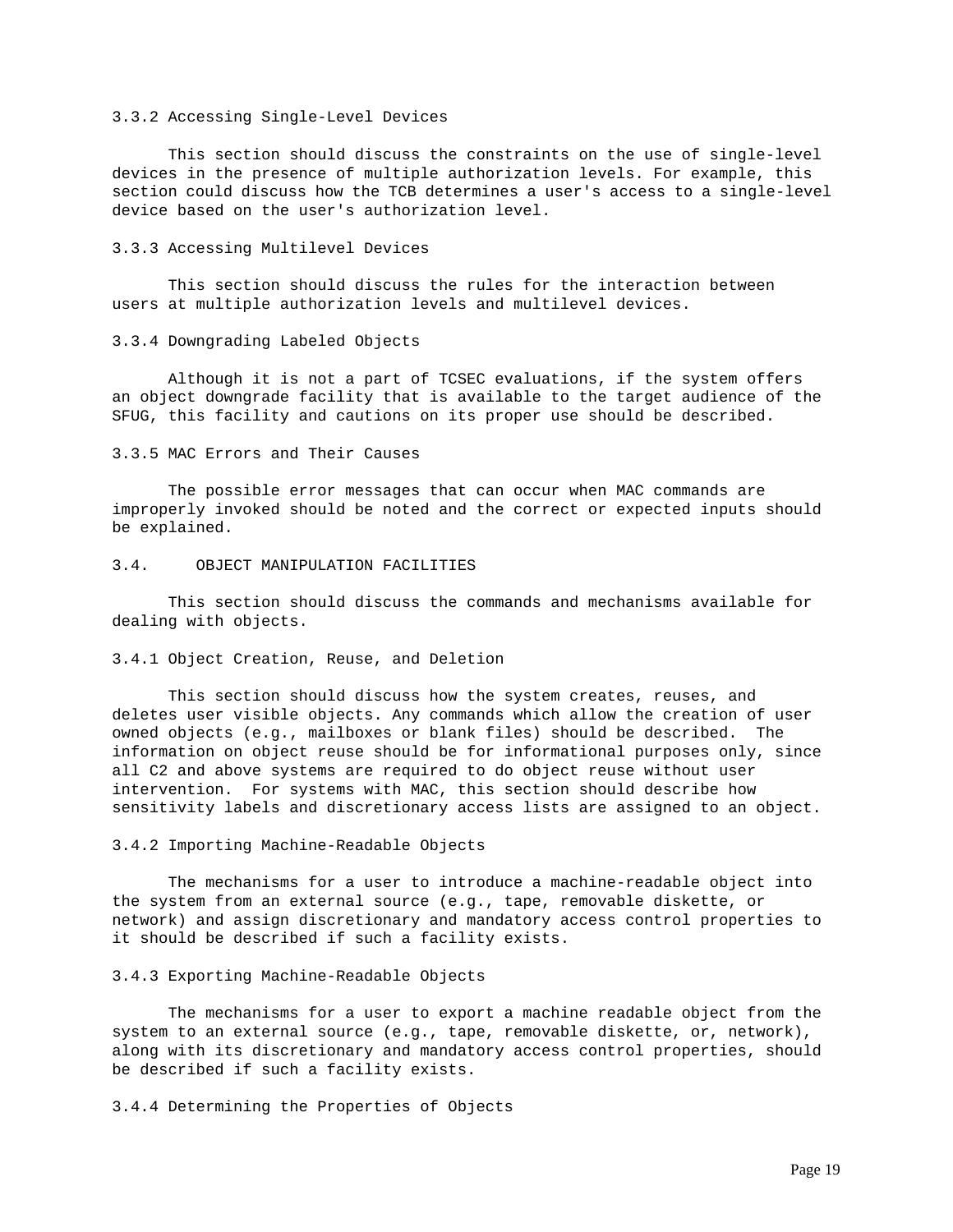### 3.3.2 Accessing Single-Level Devices

This section should discuss the constraints on the use of single-level devices in the presence of multiple authorization levels. For example, this section could discuss how the TCB determines a user's access to a single-level device based on the user's authorization level.

### 3.3.3 Accessing Multilevel Devices

This section should discuss the rules for the interaction between users at multiple authorization levels and multilevel devices.

### 3.3.4 Downgrading Labeled Objects

Although it is not a part of TCSEC evaluations, if the system offers an object downgrade facility that is available to the target audience of the SFUG, this facility and cautions on its proper use should be described.

### 3.3.5 MAC Errors and Their Causes

The possible error messages that can occur when MAC commands are improperly invoked should be noted and the correct or expected inputs should be explained.

## 3.4. OBJECT MANIPULATION FACILITIES

This section should discuss the commands and mechanisms available for dealing with objects.

### 3.4.1 Object Creation, Reuse, and Deletion

This section should discuss how the system creates, reuses, and deletes user visible objects. Any commands which allow the creation of user owned objects (e.g., mailboxes or blank files) should be described. The information on object reuse should be for informational purposes only, since all C2 and above systems are required to do object reuse without user intervention. For systems with MAC, this section should describe how sensitivity labels and discretionary access lists are assigned to an object.

### 3.4.2 Importing Machine-Readable Objects

The mechanisms for a user to introduce a machine-readable object into the system from an external source (e.g., tape, removable diskette, or network) and assign discretionary and mandatory access control properties to it should be described if such a facility exists.

### 3.4.3 Exporting Machine-Readable Objects

The mechanisms for a user to export a machine readable object from the system to an external source (e.g., tape, removable diskette, or, network), along with its discretionary and mandatory access control properties, should be described if such a facility exists.

### 3.4.4 Determining the Properties of Objects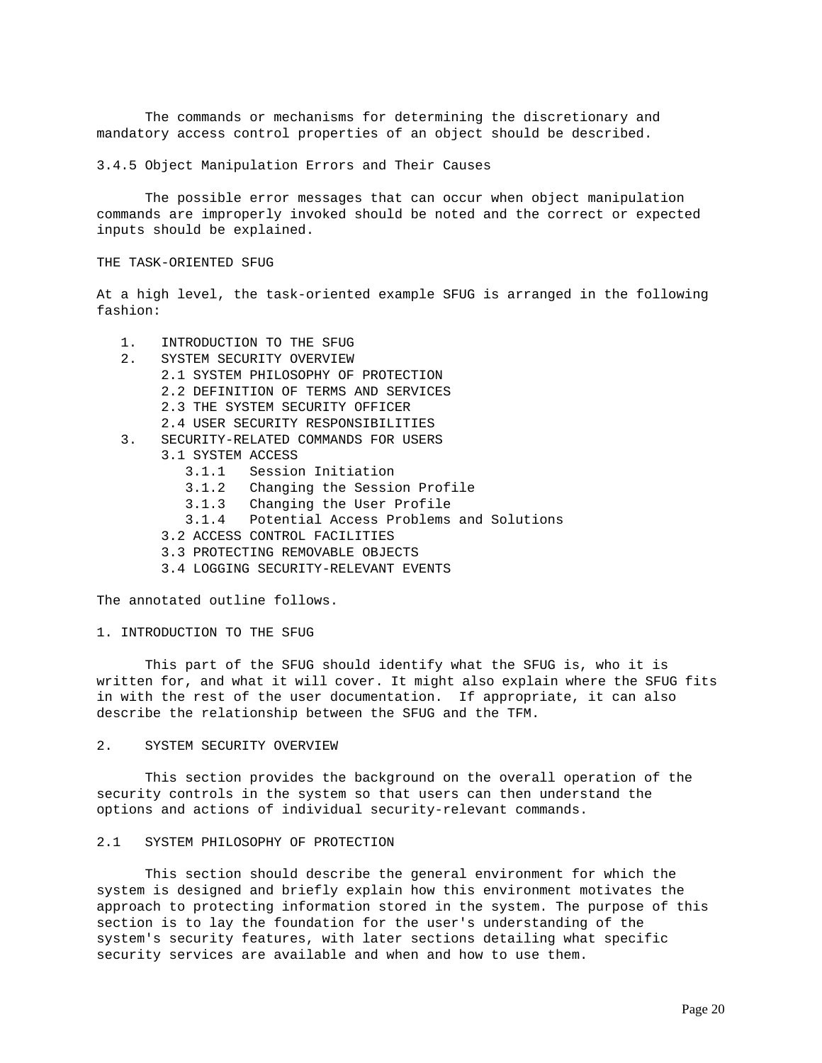The commands or mechanisms for determining the discretionary and mandatory access control properties of an object should be described.

### 3.4.5 Object Manipulation Errors and Their Causes

The possible error messages that can occur when object manipulation commands are improperly invoked should be noted and the correct or expected inputs should be explained.

## THE TASK-ORIENTED SFUG

At a high level, the task-oriented example SFUG is arranged in the following fashion:

1. INTRODUCTION TO THE SFUG
2. SYSTEM SECURITY OVERVIEW
    - 2.1 SYSTEM PHILOSOPHY OF PROTECTION
    - 2.2 DEFINITION OF TERMS AND SERVICES
    - 2.3 THE SYSTEM SECURITY OFFICER
    - 2.4 USER SECURITY RESPONSIBILITIES
3. SECURITY-RELATED COMMANDS FOR USERS
    - 3.1 SYSTEM ACCESS
        - 3.1.1 Session Initiation
        - 3.1.2 Changing the Session Profile
        - 3.1.3 Changing the User Profile
        - 3.1.4 Potential Access Problems and Solutions
    - 3.2 ACCESS CONTROL FACILITIES
    - 3.3 PROTECTING REMOVABLE OBJECTS
    - 3.4 LOGGING SECURITY-RELEVANT EVENTS

The annotated outline follows.

### 1. INTRODUCTION TO THE SFUG

This part of the SFUG should identify what the SFUG is, who it is written for, and what it will cover. It might also explain where the SFUG fits in with the rest of the user documentation. If appropriate, it can also describe the relationship between the SFUG and the TFM.

### 2. SYSTEM SECURITY OVERVIEW

This section provides the background on the overall operation of the security controls in the system so that users can then understand the options and actions of individual security-relevant commands.

### 2.1 SYSTEM PHILOSOPHY OF PROTECTION

This section should describe the general environment for which the system is designed and briefly explain how this environment motivates the approach to protecting information stored in the system. The purpose of this section is to lay the foundation for the user's understanding of the system's security features, with later sections detailing what specific security services are available and when and how to use them.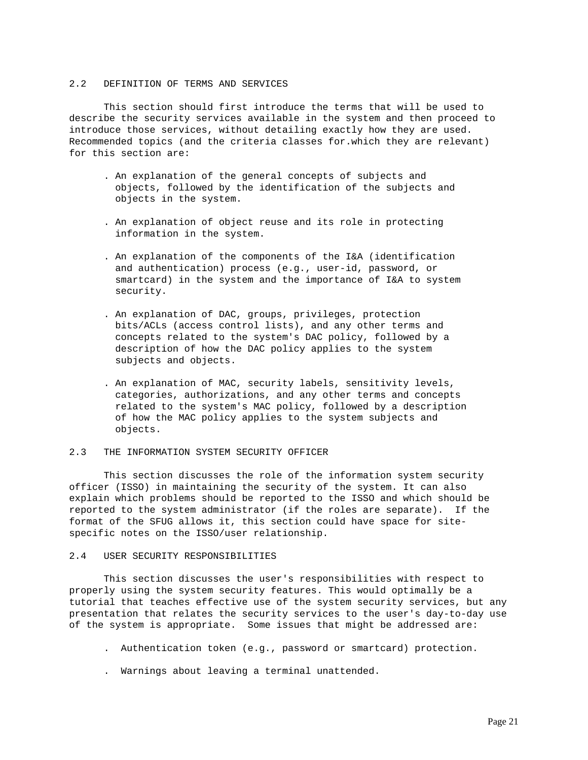## 2.2 DEFINITION OF TERMS AND SERVICES

This section should first introduce the terms that will be used to describe the security services available in the system and then proceed to introduce those services, without detailing exactly how they are used. Recommended topics (and the criteria classes for.which they are relevant) for this section are:

- An explanation of the general concepts of subjects and objects, followed by the identification of the subjects and objects in the system.
- An explanation of object reuse and its role in protecting information in the system.
- An explanation of the components of the I&A (identification and authentication) process (e.g., user-id, password, or smartcard) in the system and the importance of I&A to system security.
- An explanation of DAC, groups, privileges, protection bits/ACLs (access control lists), and any other terms and concepts related to the system's DAC policy, followed by a description of how the DAC policy applies to the system subjects and objects.
- An explanation of MAC, security labels, sensitivity levels, categories, authorizations, and any other terms and concepts related to the system's MAC policy, followed by a description of how the MAC policy applies to the system subjects and objects.

## 2.3 THE INFORMATION SYSTEM SECURITY OFFICER

This section discusses the role of the information system security officer (ISSO) in maintaining the security of the system. It can also explain which problems should be reported to the ISSO and which should be reported to the system administrator (if the roles are separate). If the format of the SFUG allows it, this section could have space for site-specific notes on the ISSO/user relationship.

## 2.4 USER SECURITY RESPONSIBILITIES

This section discusses the user's responsibilities with respect to properly using the system security features. This would optimally be a tutorial that teaches effective use of the system security services, but any presentation that relates the security services to the user's day-to-day use of the system is appropriate. Some issues that might be addressed are:

- Authentication token (e.g., password or smartcard) protection.
- Warnings about leaving a terminal unattended.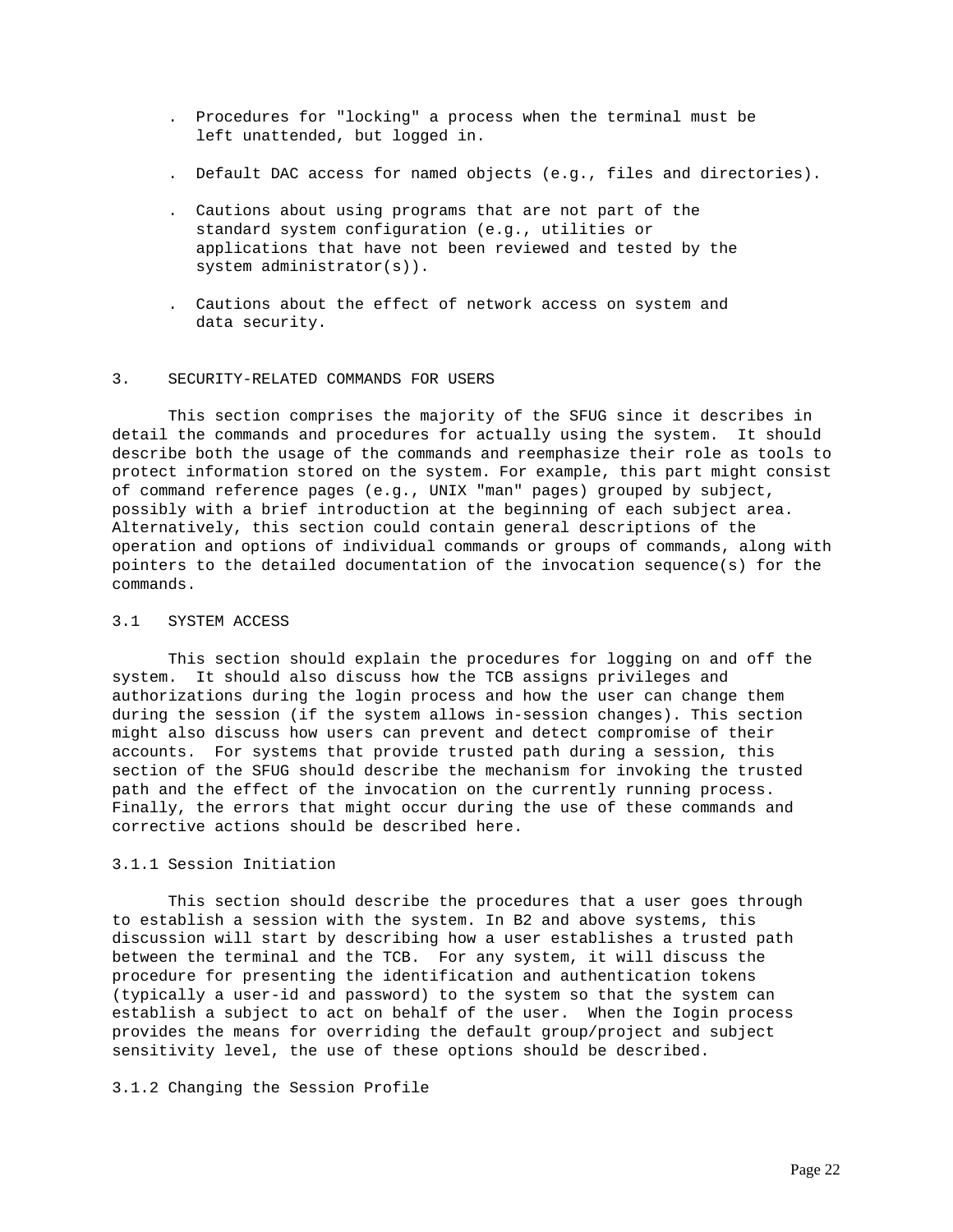- Procedures for "locking" a process when the terminal must be left unattended, but logged in.
- Default DAC access for named objects (e.g., files and directories).
- Cautions about using programs that are not part of the standard system configuration (e.g., utilities or applications that have not been reviewed and tested by the system administrator(s)).
- Cautions about the effect of network access on system and data security.

## 3. SECURITY-RELATED COMMANDS FOR USERS

This section comprises the majority of the SFUG since it describes in detail the commands and procedures for actually using the system. It should describe both the usage of the commands and reemphasize their role as tools to protect information stored on the system. For example, this part might consist of command reference pages (e.g., UNIX "man" pages) grouped by subject, possibly with a brief introduction at the beginning of each subject area. Alternatively, this section could contain general descriptions of the operation and options of individual commands or groups of commands, along with pointers to the detailed documentation of the invocation sequence(s) for the commands.

### 3.1 SYSTEM ACCESS

This section should explain the procedures for logging on and off the system. It should also discuss how the TCB assigns privileges and authorizations during the login process and how the user can change them during the session (if the system allows in-session changes). This section might also discuss how users can prevent and detect compromise of their accounts. For systems that provide trusted path during a session, this section of the SFUG should describe the mechanism for invoking the trusted path and the effect of the invocation on the currently running process. Finally, the errors that might occur during the use of these commands and corrective actions should be described here.

#### 3.1.1 Session Initiation

This section should describe the procedures that a user goes through to establish a session with the system. In B2 and above systems, this discussion will start by describing how a user establishes a trusted path between the terminal and the TCB. For any system, it will discuss the procedure for presenting the identification and authentication tokens (typically a user-id and password) to the system so that the system can establish a subject to act on behalf of the user. When the Iogin process provides the means for overriding the default group/project and subject sensitivity level, the use of these options should be described.

#### 3.1.2 Changing the Session Profile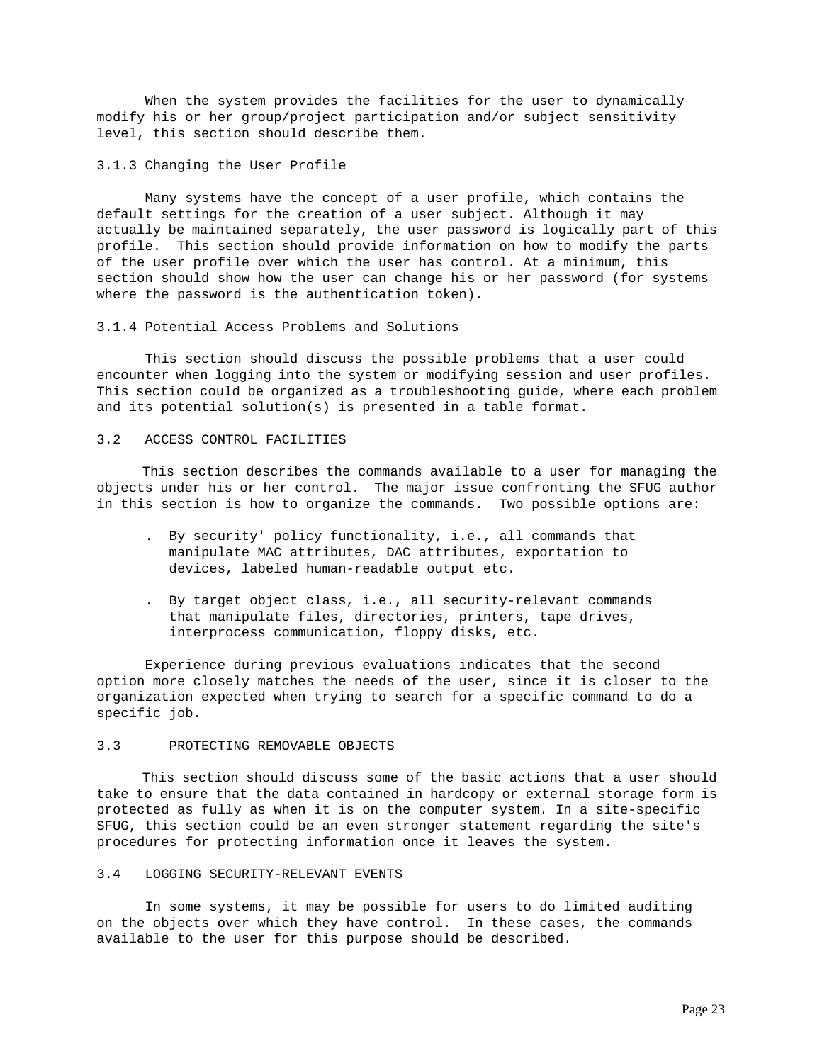When the system provides the facilities for the user to dynamically modify his or her group/project participation and/or subject sensitivity level, this section should describe them.

### 3.1.3 Changing the User Profile

Many systems have the concept of a user profile, which contains the default settings for the creation of a user subject. Although it may actually be maintained separately, the user password is logically part of this profile. This section should provide information on how to modify the parts of the user profile over which the user has control. At a minimum, this section should show how the user can change his or her password (for systems where the password is the authentication token).

### 3.1.4 Potential Access Problems and Solutions

This section should discuss the possible problems that a user could encounter when logging into the system or modifying session and user profiles. This section could be organized as a troubleshooting guide, where each problem and its potential solution(s) is presented in a table format.

## 3.2 ACCESS CONTROL FACILITIES

This section describes the commands available to a user for managing the objects under his or her control. The major issue confronting the SFUG author in this section is how to organize the commands. Two possible options are:

- By security' policy functionality, i.e., all commands that manipulate MAC attributes, DAC attributes, exportation to devices, labeled human-readable output etc.
- By target object class, i.e., all security-relevant commands that manipulate files, directories, printers, tape drives, interprocess communication, floppy disks, etc.

Experience during previous evaluations indicates that the second option more closely matches the needs of the user, since it is closer to the organization expected when trying to search for a specific command to do a specific job.

## 3.3 PROTECTING REMOVABLE OBJECTS

This section should discuss some of the basic actions that a user should take to ensure that the data contained in hardcopy or external storage form is protected as fully as when it is on the computer system. In a site-specific SFUG, this section could be an even stronger statement regarding the site's procedures for protecting information once it leaves the system.

## 3.4 LOGGING SECURITY-RELEVANT EVENTS

In some systems, it may be possible for users to do limited auditing on the objects over which they have control. In these cases, the commands available to the user for this purpose should be described.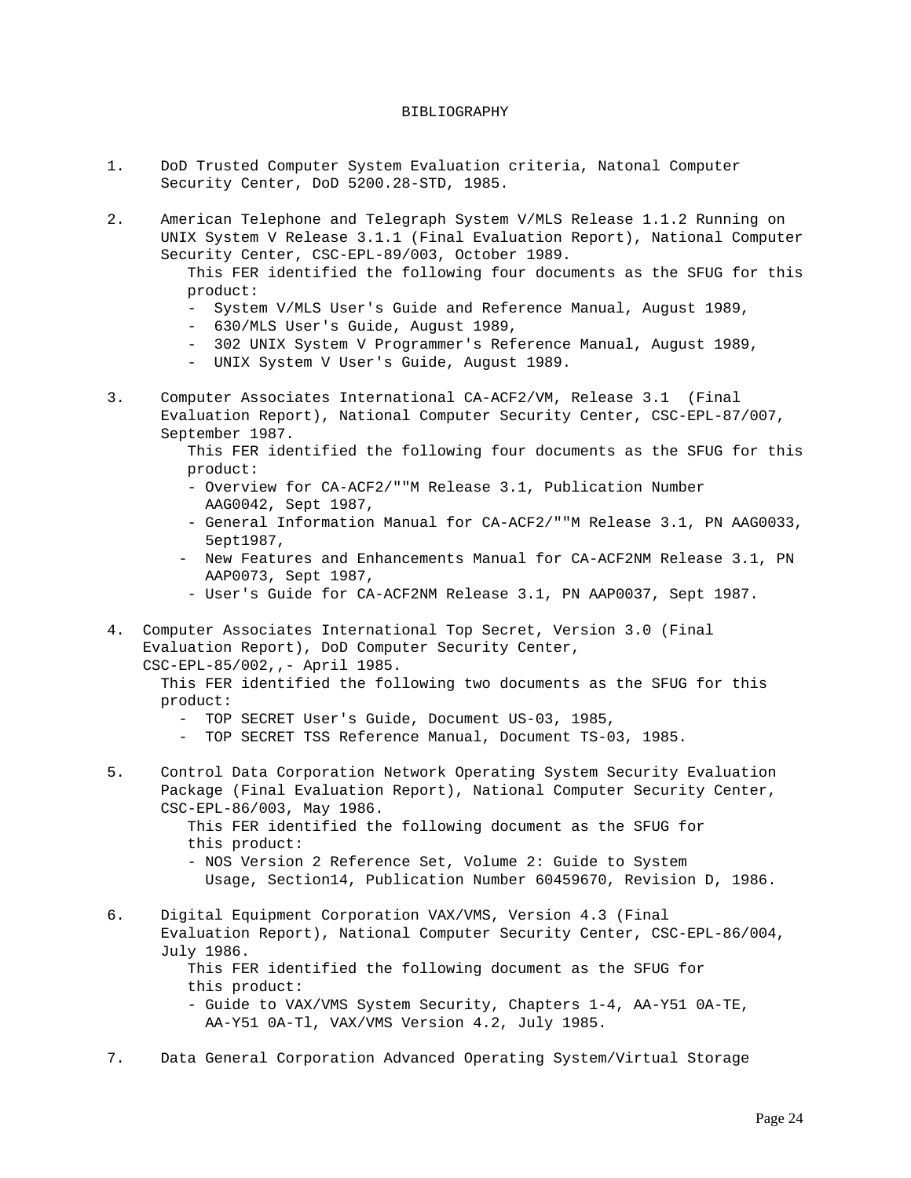# BIBLIOGRAPHY

1. DoD Trusted Computer System Evaluation criteria, Natonal Computer Security Center, DoD 5200.28-STD, 1985.

2. American Telephone and Telegraph System V/MLS Release 1.1.2 Running on UNIX System V Release 3.1.1 (Final Evaluation Report), National Computer Security Center, CSC-EPL-89/003, October 1989.

   This FER identified the following four documents as the SFUG for this product:
   - System V/MLS User's Guide and Reference Manual, August 1989,
   - 630/MLS User's Guide, August 1989,
   - 302 UNIX System V Programmer's Reference Manual, August 1989,
   - UNIX System V User's Guide, August 1989.

3. Computer Associates International CA-ACF2/VM, Release 3.1 (Final Evaluation Report), National Computer Security Center, CSC-EPL-87/007, September 1987.

   This FER identified the following four documents as the SFUG for this product:
   - Overview for CA-ACF2/""M Release 3.1, Publication Number AAG0042, Sept 1987,
   - General Information Manual for CA-ACF2/""M Release 3.1, PN AAG0033, 5ept1987,
   - New Features and Enhancements Manual for CA-ACF2NM Release 3.1, PN AAP0073, Sept 1987,
   - User's Guide for CA-ACF2NM Release 3.1, PN AAP0037, Sept 1987.

4. Computer Associates International Top Secret, Version 3.0 (Final Evaluation Report), DoD Computer Security Center, CSC-EPL-85/002,,- April 1985.

   This FER identified the following two documents as the SFUG for this product:
   - TOP SECRET User's Guide, Document US-03, 1985,
   - TOP SECRET TSS Reference Manual, Document TS-03, 1985.

5. Control Data Corporation Network Operating System Security Evaluation Package (Final Evaluation Report), National Computer Security Center, CSC-EPL-86/003, May 1986.

   This FER identified the following document as the SFUG for this product:
   - NOS Version 2 Reference Set, Volume 2: Guide to System Usage, Section14, Publication Number 60459670, Revision D, 1986.

6. Digital Equipment Corporation VAX/VMS, Version 4.3 (Final Evaluation Report), National Computer Security Center, CSC-EPL-86/004, July 1986.

   This FER identified the following document as the SFUG for this product:
   - Guide to VAX/VMS System Security, Chapters 1-4, AA-Y51 0A-TE, AA-Y51 0A-Tl, VAX/VMS Version 4.2, July 1985.

7. Data General Corporation Advanced Operating System/Virtual Storage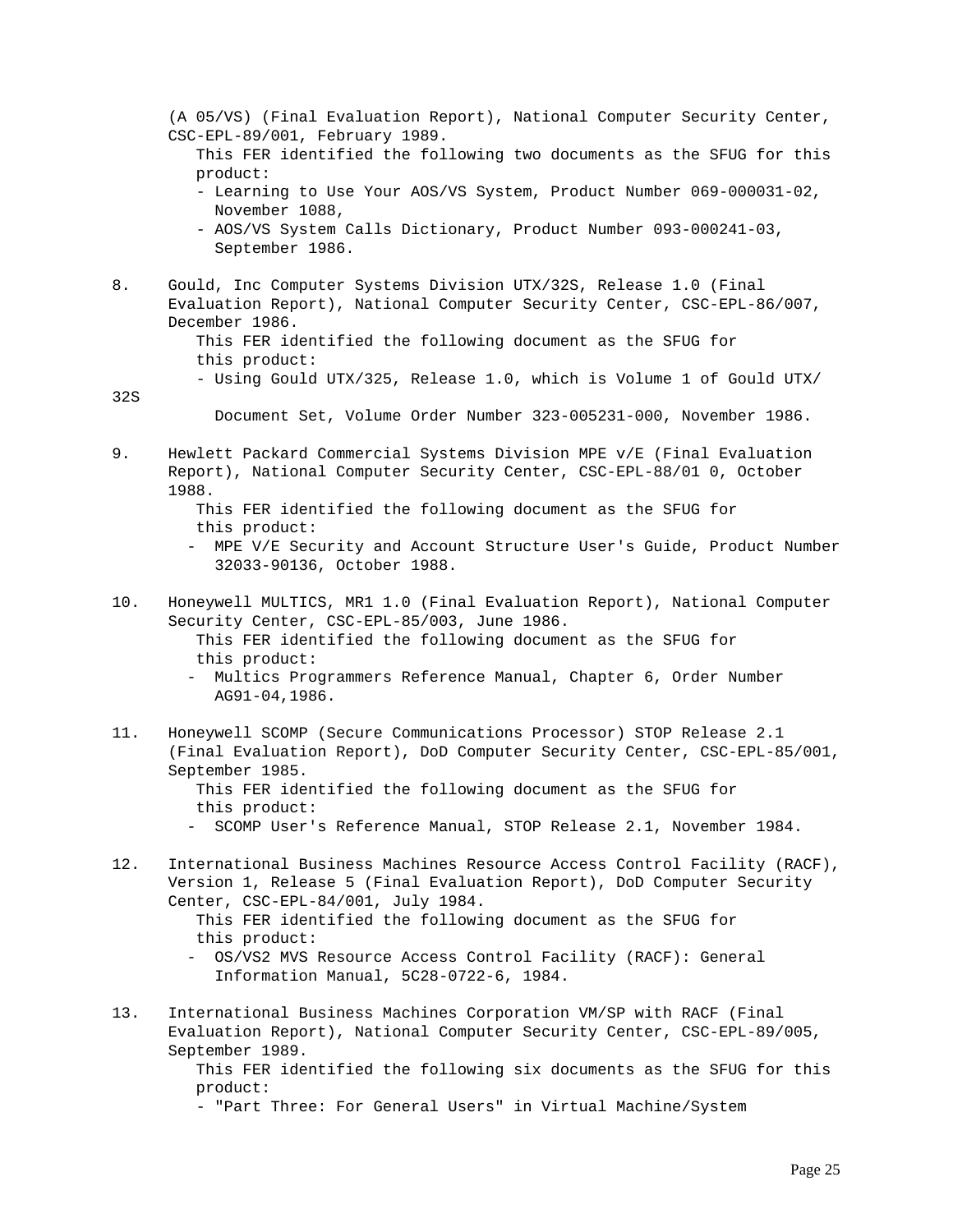(A 05/VS) (Final Evaluation Report), National Computer Security Center, CSC-EPL-89/001, February 1989.
This FER identified the following two documents as the SFUG for this product:
- Learning to Use Your AOS/VS System, Product Number 069-000031-02, November 1088,
- AOS/VS System Calls Dictionary, Product Number 093-000241-03, September 1986.

8. Gould, Inc Computer Systems Division UTX/32S, Release 1.0 (Final Evaluation Report), National Computer Security Center, CSC-EPL-86/007, December 1986.
This FER identified the following document as the SFUG for this product:
- Using Gould UTX/325, Release 1.0, which is Volume 1 of Gould UTX/32S Document Set, Volume Order Number 323-005231-000, November 1986.

9. Hewlett Packard Commercial Systems Division MPE v/E (Final Evaluation Report), National Computer Security Center, CSC-EPL-88/01 0, October 1988.
This FER identified the following document as the SFUG for this product:
- MPE V/E Security and Account Structure User's Guide, Product Number 32033-90136, October 1988.

10. Honeywell MULTICS, MR1 1.0 (Final Evaluation Report), National Computer Security Center, CSC-EPL-85/003, June 1986.
This FER identified the following document as the SFUG for this product:
- Multics Programmers Reference Manual, Chapter 6, Order Number AG91-04,1986.

11. Honeywell SCOMP (Secure Communications Processor) STOP Release 2.1 (Final Evaluation Report), DoD Computer Security Center, CSC-EPL-85/001, September 1985.
This FER identified the following document as the SFUG for this product:
- SCOMP User's Reference Manual, STOP Release 2.1, November 1984.

12. International Business Machines Resource Access Control Facility (RACF), Version 1, Release 5 (Final Evaluation Report), DoD Computer Security Center, CSC-EPL-84/001, July 1984.
This FER identified the following document as the SFUG for this product:
- OS/VS2 MVS Resource Access Control Facility (RACF): General Information Manual, 5C28-0722-6, 1984.

13. International Business Machines Corporation VM/SP with RACF (Final Evaluation Report), National Computer Security Center, CSC-EPL-89/005, September 1989.
This FER identified the following six documents as the SFUG for this product:
- "Part Three: For General Users" in Virtual Machine/System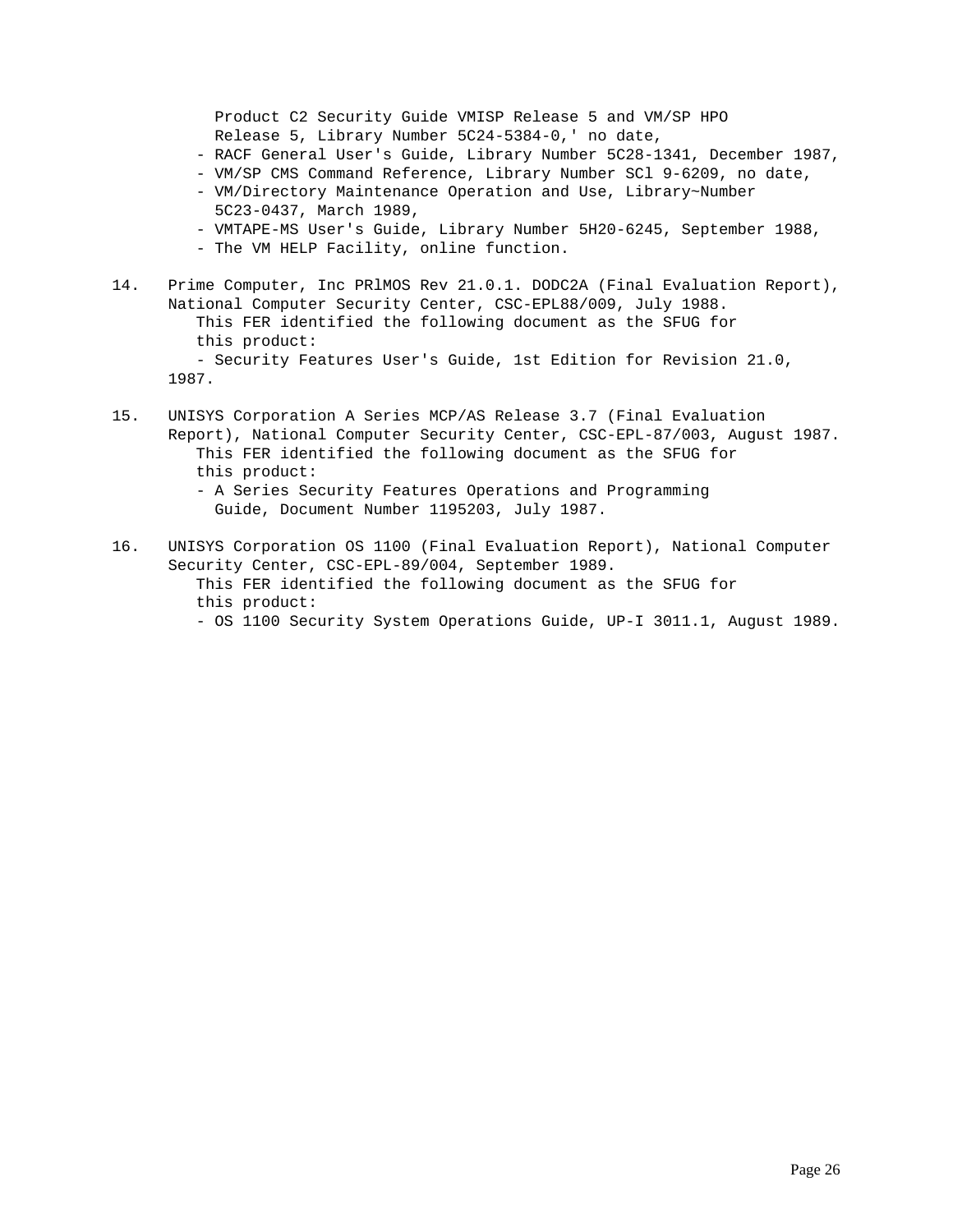Product C2 Security Guide VMISP Release 5 and VM/SP HPO Release 5, Library Number 5C24-5384-0,' no date,
- RACF General User's Guide, Library Number 5C28-1341, December 1987,
- VM/SP CMS Command Reference, Library Number SCl 9-6209, no date,
- VM/Directory Maintenance Operation and Use, Library~Number 5C23-0437, March 1989,
- VMTAPE-MS User's Guide, Library Number 5H20-6245, September 1988,
- The VM HELP Facility, online function.

14. Prime Computer, Inc PRlMOS Rev 21.0.1. DODC2A (Final Evaluation Report), National Computer Security Center, CSC-EPL88/009, July 1988.
    This FER identified the following document as the SFUG for this product:
    - Security Features User's Guide, 1st Edition for Revision 21.0, 1987.

15. UNISYS Corporation A Series MCP/AS Release 3.7 (Final Evaluation Report), National Computer Security Center, CSC-EPL-87/003, August 1987.
    This FER identified the following document as the SFUG for this product:
    - A Series Security Features Operations and Programming Guide, Document Number 1195203, July 1987.

16. UNISYS Corporation OS 1100 (Final Evaluation Report), National Computer Security Center, CSC-EPL-89/004, September 1989.
    This FER identified the following document as the SFUG for this product:
    - OS 1100 Security System Operations Guide, UP-I 3011.1, August 1989.